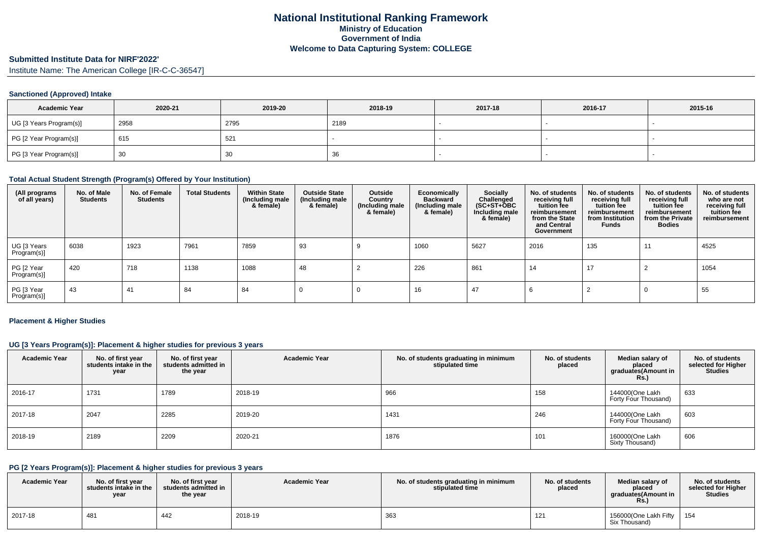# National Institutional Ranking Framework

## Ministry of Education

## Government of India

## Welcome to Data Capturing System: COLLEGE

### Submitted Institute Data for NIRF'2022'

Institute Name: The American College [IR-C-C-36547]

#### Sanctioned (Approved) Intake

| Academic Year | 2020-21 | 2019-20 | 2018-19 | 2017-18 | 2016-17 | 2015-16 |
|---|---|---|---|---|---|---|
| UG [3 Years Program(s)] | 2958 | 2795 | 2189 | - | - | - |
| PG [2 Year Program(s)] | 615 | 521 | - | - | - | - |
| PG [3 Year Program(s)] | 30 | 30 | 36 | - | - | - |

#### Total Actual Student Strength (Program(s) Offered by Your Institution)

| (All programs of all years) | No. of Male Students | No. of Female Students | Total Students | Within State (Including male & female) | Outside State (Including male & female) | Outside Country (Including male & female) | Economically Backward (Including male & female) | Socially Challenged (SC+ST+OBC Including male & female) | No. of students receiving full tuition fee reimbursement from the State and Central Government | No. of students receiving full tuition fee reimbursement from Institution Funds | No. of students receiving full tuition fee reimbursement from the Private Bodies | No. of students who are not receiving full tuition fee reimbursement |
|---|---|---|---|---|---|---|---|---|---|---|---|---|
| UG [3 Years Program(s)] | 6038 | 1923 | 7961 | 7859 | 93 | 9 | 1060 | 5627 | 2016 | 135 | 11 | 4525 |
| PG [2 Year Program(s)] | 420 | 718 | 1138 | 1088 | 48 | 2 | 226 | 861 | 14 | 17 | 2 | 1054 |
| PG [3 Year Program(s)] | 43 | 41 | 84 | 84 | 0 | 0 | 16 | 47 | 6 | 2 | 0 | 55 |

#### Placement & Higher Studies

#### UG [3 Years Program(s)]: Placement & higher studies for previous 3 years

| Academic Year | No. of first year students intake in the year | No. of first year students admitted in the year | Academic Year | No. of students graduating in minimum stipulated time | No. of students placed | Median salary of placed graduates(Amount in Rs.) | No. of students selected for Higher Studies |
|---|---|---|---|---|---|---|---|
| 2016-17 | 1731 | 1789 | 2018-19 | 966 | 158 | 144000(One Lakh Forty Four Thousand) | 633 |
| 2017-18 | 2047 | 2285 | 2019-20 | 1431 | 246 | 144000(One Lakh Forty Four Thousand) | 603 |
| 2018-19 | 2189 | 2209 | 2020-21 | 1876 | 101 | 160000(One Lakh Sixty Thousand) | 606 |

#### PG [2 Years Program(s)]: Placement & higher studies for previous 3 years

| Academic Year | No. of first year students intake in the year | No. of first year students admitted in the year | Academic Year | No. of students graduating in minimum stipulated time | No. of students placed | Median salary of placed graduates(Amount in Rs.) | No. of students selected for Higher Studies |
|---|---|---|---|---|---|---|---|
| 2017-18 | 481 | 442 | 2018-19 | 363 | 121 | 156000(One Lakh Fifty Six Thousand) | 154 |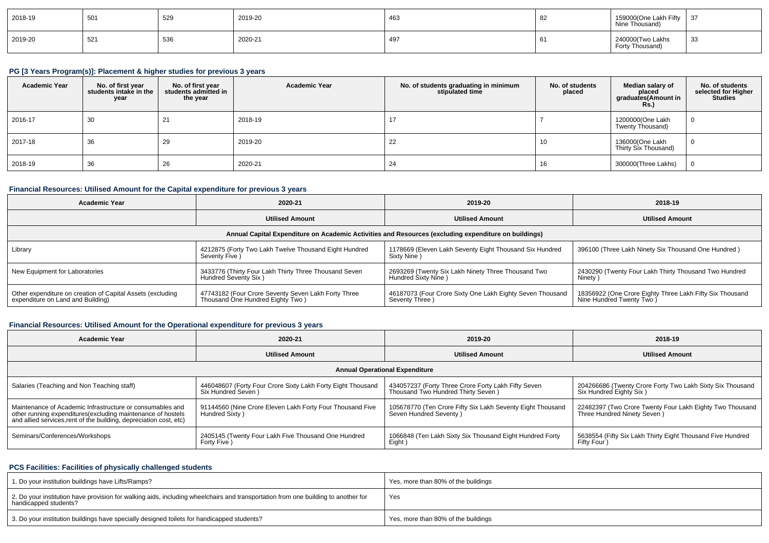| 2018-19 | 501 | 529 | 2019-20 | 463 | 82 | 159000(One Lakh Fifty Nine Thousand) | 37 |
|---|---|---|---|---|---|---|---|
| 2019-20 | 521 | 536 | 2020-21 | 497 | 61 | 240000(Two Lakhs Forty Thousand) | 33 |

## PG [3 Years Program(s)]: Placement & higher studies for previous 3 years

| Academic Year | No. of first year students intake in the year | No. of first year students admitted in the year | Academic Year | No. of students graduating in minimum stipulated time | No. of students placed | Median salary of placed graduates(Amount in Rs.) | No. of students selected for Higher Studies |
|---|---|---|---|---|---|---|---|
| 2016-17 | 30 | 21 | 2018-19 | 17 | 7 | 1200000(One Lakh Twenty Thousand) | 0 |
| 2017-18 | 36 | 29 | 2019-20 | 22 | 10 | 136000(One Lakh Thirty Six Thousand) | 0 |
| 2018-19 | 36 | 26 | 2020-21 | 24 | 16 | 300000(Three Lakhs) | 0 |

## Financial Resources: Utilised Amount for the Capital expenditure for previous 3 years

| Academic Year | 2020-21 | 2019-20 | 2018-19 |
|---|---|---|---|
| | Utilised Amount | Utilised Amount | Utilised Amount |
| Annual Capital Expenditure on Academic Activities and Resources (excluding expenditure on buildings) | | | |
| Library | 4212875 (Forty Two Lakh Twelve Thousand Eight Hundred Seventy Five ) | 1178669 (Eleven Lakh Seventy Eight Thousand Six Hundred Sixty Nine ) | 396100 (Three Lakh Ninety Six Thousand One Hundred ) |
| New Equipment for Laboratories | 3433776 (Thirty Four Lakh Thirty Three Thousand Seven Hundred Seventy Six ) | 2693269 (Twenty Six Lakh Ninety Three Thousand Two Hundred Sixty Nine ) | 2430290 (Twenty Four Lakh Thirty Thousand Two Hundred Ninety ) |
| Other expenditure on creation of Capital Assets (excluding expenditure on Land and Building) | 47743182 (Four Crore Seventy Seven Lakh Forty Three Thousand One Hundred Eighty Two ) | 46187073 (Four Crore Sixty One Lakh Eighty Seven Thousand Seventy Three ) | 18356922 (One Crore Eighty Three Lakh Fifty Six Thousand Nine Hundred Twenty Two ) |

## Financial Resources: Utilised Amount for the Operational expenditure for previous 3 years

| Academic Year | 2020-21 | 2019-20 | 2018-19 |
|---|---|---|---|
| | Utilised Amount | Utilised Amount | Utilised Amount |
| Annual Operational Expenditure | | | |
| Salaries (Teaching and Non Teaching staff) | 446048607 (Forty Four Crore Sixty Lakh Forty Eight Thousand Six Hundred Seven ) | 434057237 (Forty Three Crore Forty Lakh Fifty Seven Thousand Two Hundred Thirty Seven ) | 204266686 (Twenty Crore Forty Two Lakh Sixty Six Thousand Six Hundred Eighty Six ) |
| Maintenance of Academic Infrastructure or consumables and other running expenditures(excluding maintenance of hostels and allied services,rent of the building, depreciation cost, etc) | 91144560 (Nine Crore Eleven Lakh Forty Four Thousand Five Hundred Sixty ) | 105678770 (Ten Crore Fifty Six Lakh Seventy Eight Thousand Seven Hundred Seventy ) | 22482397 (Two Crore Twenty Four Lakh Eighty Two Thousand Three Hundred Ninety Seven ) |
| Seminars/Conferences/Workshops | 2405145 (Twenty Four Lakh Five Thousand One Hundred Forty Five ) | 1066848 (Ten Lakh Sixty Six Thousand Eight Hundred Forty Eight ) | 5638554 (Fifty Six Lakh Thirty Eight Thousand Five Hundred Fifty Four ) |

## PCS Facilities: Facilities of physically challenged students

| | |
|---|---|
| 1. Do your institution buildings have Lifts/Ramps? | Yes, more than 80% of the buildings |
| 2. Do your institution have provision for walking aids, including wheelchairs and transportation from one building to another for handicapped students? | Yes |
| 3. Do your institution buildings have specially designed toilets for handicapped students? | Yes, more than 80% of the buildings |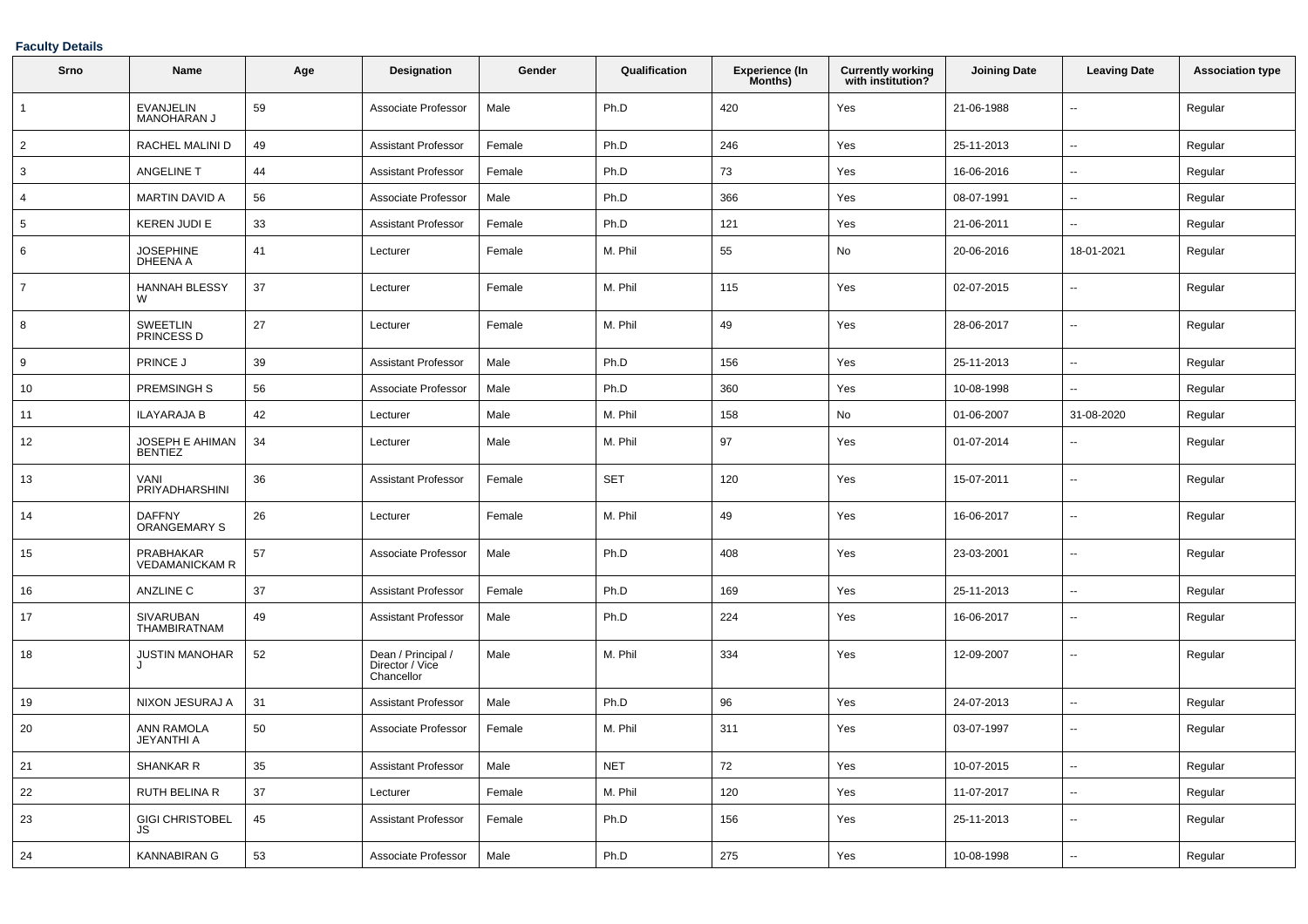**Faculty Details**

| Srno | Name | Age | Designation | Gender | Qualification | Experience (In Months) | Currently working with institution? | Joining Date | Leaving Date | Association type |
|---|---|---|---|---|---|---|---|---|---|---|
| 1 | EVANJELIN MANOHARAN J | 59 | Associate Professor | Male | Ph.D | 420 | Yes | 21-06-1988 | -- | Regular |
| 2 | RACHEL MALINI D | 49 | Assistant Professor | Female | Ph.D | 246 | Yes | 25-11-2013 | -- | Regular |
| 3 | ANGELINE T | 44 | Assistant Professor | Female | Ph.D | 73 | Yes | 16-06-2016 | -- | Regular |
| 4 | MARTIN DAVID A | 56 | Associate Professor | Male | Ph.D | 366 | Yes | 08-07-1991 | -- | Regular |
| 5 | KEREN JUDI E | 33 | Assistant Professor | Female | Ph.D | 121 | Yes | 21-06-2011 | -- | Regular |
| 6 | JOSEPHINE DHEENA A | 41 | Lecturer | Female | M. Phil | 55 | No | 20-06-2016 | 18-01-2021 | Regular |
| 7 | HANNAH BLESSY W | 37 | Lecturer | Female | M. Phil | 115 | Yes | 02-07-2015 | -- | Regular |
| 8 | SWEETLIN PRINCESS D | 27 | Lecturer | Female | M. Phil | 49 | Yes | 28-06-2017 | -- | Regular |
| 9 | PRINCE J | 39 | Assistant Professor | Male | Ph.D | 156 | Yes | 25-11-2013 | -- | Regular |
| 10 | PREMSINGH S | 56 | Associate Professor | Male | Ph.D | 360 | Yes | 10-08-1998 | -- | Regular |
| 11 | ILAYARAJA B | 42 | Lecturer | Male | M. Phil | 158 | No | 01-06-2007 | 31-08-2020 | Regular |
| 12 | JOSEPH E AHIMAN BENTIEZ | 34 | Lecturer | Male | M. Phil | 97 | Yes | 01-07-2014 | -- | Regular |
| 13 | VANI PRIYADHARSHINI | 36 | Assistant Professor | Female | SET | 120 | Yes | 15-07-2011 | -- | Regular |
| 14 | DAFFNY ORANGEMARY S | 26 | Lecturer | Female | M. Phil | 49 | Yes | 16-06-2017 | -- | Regular |
| 15 | PRABHAKAR VEDAMANICKAM R | 57 | Associate Professor | Male | Ph.D | 408 | Yes | 23-03-2001 | -- | Regular |
| 16 | ANZLINE C | 37 | Assistant Professor | Female | Ph.D | 169 | Yes | 25-11-2013 | -- | Regular |
| 17 | SIVARUBAN THAMBIRATNAM | 49 | Assistant Professor | Male | Ph.D | 224 | Yes | 16-06-2017 | -- | Regular |
| 18 | JUSTIN MANOHAR J | 52 | Dean / Principal / Director / Vice Chancellor | Male | M. Phil | 334 | Yes | 12-09-2007 | -- | Regular |
| 19 | NIXON JESURAJ A | 31 | Assistant Professor | Male | Ph.D | 96 | Yes | 24-07-2013 | -- | Regular |
| 20 | ANN RAMOLA JEYANTHI A | 50 | Associate Professor | Female | M. Phil | 311 | Yes | 03-07-1997 | -- | Regular |
| 21 | SHANKAR R | 35 | Assistant Professor | Male | NET | 72 | Yes | 10-07-2015 | -- | Regular |
| 22 | RUTH BELINA R | 37 | Lecturer | Female | M. Phil | 120 | Yes | 11-07-2017 | -- | Regular |
| 23 | GIGI CHRISTOBEL JS | 45 | Assistant Professor | Female | Ph.D | 156 | Yes | 25-11-2013 | -- | Regular |
| 24 | KANNABIRAN G | 53 | Associate Professor | Male | Ph.D | 275 | Yes | 10-08-1998 | -- | Regular |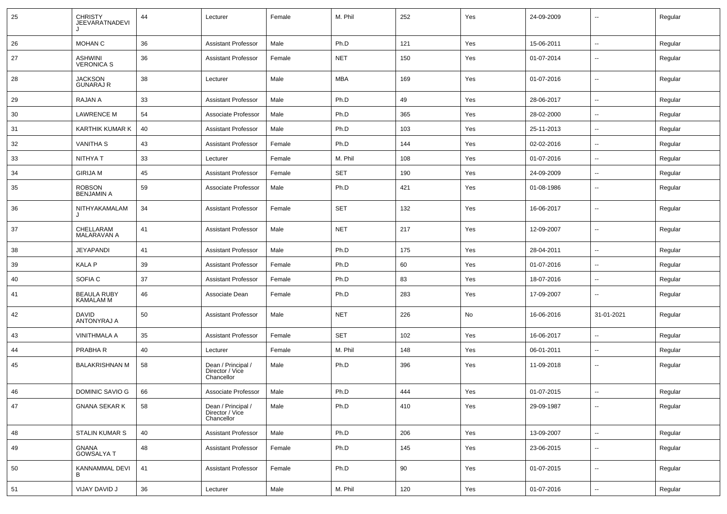| 25 | CHRISTY JEEVARATNADEVI J | 44 | Lecturer | Female | M. Phil | 252 | Yes | 24-09-2009 | -- | Regular |
|---|---|---|---|---|---|---|---|---|---|---|
| 26 | MOHAN C | 36 | Assistant Professor | Male | Ph.D | 121 | Yes | 15-06-2011 | -- | Regular |
| 27 | ASHWINI VERONICA S | 36 | Assistant Professor | Female | NET | 150 | Yes | 01-07-2014 | -- | Regular |
| 28 | JACKSON GUNARAJ R | 38 | Lecturer | Male | MBA | 169 | Yes | 01-07-2016 | -- | Regular |
| 29 | RAJAN A | 33 | Assistant Professor | Male | Ph.D | 49 | Yes | 28-06-2017 | -- | Regular |
| 30 | LAWRENCE M | 54 | Associate Professor | Male | Ph.D | 365 | Yes | 28-02-2000 | -- | Regular |
| 31 | KARTHIK KUMAR K | 40 | Assistant Professor | Male | Ph.D | 103 | Yes | 25-11-2013 | -- | Regular |
| 32 | VANITHA S | 43 | Assistant Professor | Female | Ph.D | 144 | Yes | 02-02-2016 | -- | Regular |
| 33 | NITHYA T | 33 | Lecturer | Female | M. Phil | 108 | Yes | 01-07-2016 | -- | Regular |
| 34 | GIRIJA M | 45 | Assistant Professor | Female | SET | 190 | Yes | 24-09-2009 | -- | Regular |
| 35 | ROBSON BENJAMIN A | 59 | Associate Professor | Male | Ph.D | 421 | Yes | 01-08-1986 | -- | Regular |
| 36 | NITHYAKAMALAM J | 34 | Assistant Professor | Female | SET | 132 | Yes | 16-06-2017 | -- | Regular |
| 37 | CHELLARAM MALARAVAN A | 41 | Assistant Professor | Male | NET | 217 | Yes | 12-09-2007 | -- | Regular |
| 38 | JEYAPANDI | 41 | Assistant Professor | Male | Ph.D | 175 | Yes | 28-04-2011 | -- | Regular |
| 39 | KALA P | 39 | Assistant Professor | Female | Ph.D | 60 | Yes | 01-07-2016 | -- | Regular |
| 40 | SOFIA C | 37 | Assistant Professor | Female | Ph.D | 83 | Yes | 18-07-2016 | -- | Regular |
| 41 | BEAULA RUBY KAMALAM M | 46 | Associate Dean | Female | Ph.D | 283 | Yes | 17-09-2007 | -- | Regular |
| 42 | DAVID ANTONYRAJ A | 50 | Assistant Professor | Male | NET | 226 | No | 16-06-2016 | 31-01-2021 | Regular |
| 43 | VINITHMALA A | 35 | Assistant Professor | Female | SET | 102 | Yes | 16-06-2017 | -- | Regular |
| 44 | PRABHA R | 40 | Lecturer | Female | M. Phil | 148 | Yes | 06-01-2011 | -- | Regular |
| 45 | BALAKRISHNAN M | 58 | Dean / Principal / Director / Vice Chancellor | Male | Ph.D | 396 | Yes | 11-09-2018 | -- | Regular |
| 46 | DOMINIC SAVIO G | 66 | Associate Professor | Male | Ph.D | 444 | Yes | 01-07-2015 | -- | Regular |
| 47 | GNANA SEKAR K | 58 | Dean / Principal / Director / Vice Chancellor | Male | Ph.D | 410 | Yes | 29-09-1987 | -- | Regular |
| 48 | STALIN KUMAR S | 40 | Assistant Professor | Male | Ph.D | 206 | Yes | 13-09-2007 | -- | Regular |
| 49 | GNANA GOWSALYA T | 48 | Assistant Professor | Female | Ph.D | 145 | Yes | 23-06-2015 | -- | Regular |
| 50 | KANNAMMAL DEVI B | 41 | Assistant Professor | Female | Ph.D | 90 | Yes | 01-07-2015 | -- | Regular |
| 51 | VIJAY DAVID J | 36 | Lecturer | Male | M. Phil | 120 | Yes | 01-07-2016 | -- | Regular |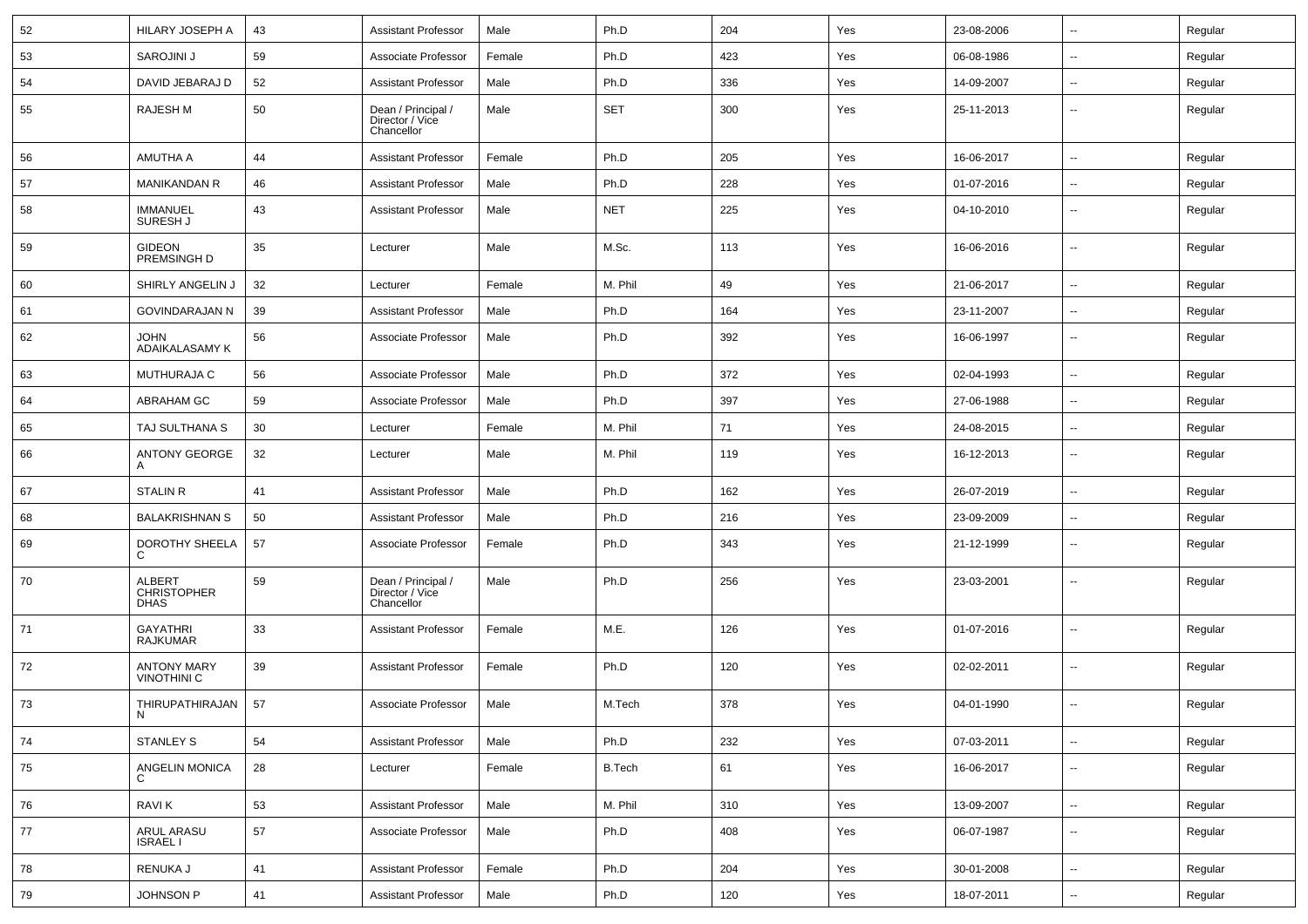| 52 | HILARY JOSEPH A | 43 | Assistant Professor | Male | Ph.D | 204 | Yes | 23-08-2006 | -- | Regular |
|---|---|---|---|---|---|---|---|---|---|---|
| 53 | SAROJINI J | 59 | Associate Professor | Female | Ph.D | 423 | Yes | 06-08-1986 | -- | Regular |
| 54 | DAVID JEBARAJ D | 52 | Assistant Professor | Male | Ph.D | 336 | Yes | 14-09-2007 | -- | Regular |
| 55 | RAJESH M | 50 | Dean / Principal / Director / Vice Chancellor | Male | SET | 300 | Yes | 25-11-2013 | -- | Regular |
| 56 | AMUTHA A | 44 | Assistant Professor | Female | Ph.D | 205 | Yes | 16-06-2017 | -- | Regular |
| 57 | MANIKANDAN R | 46 | Assistant Professor | Male | Ph.D | 228 | Yes | 01-07-2016 | -- | Regular |
| 58 | IMMANUEL SURESH J | 43 | Assistant Professor | Male | NET | 225 | Yes | 04-10-2010 | -- | Regular |
| 59 | GIDEON PREMSINGH D | 35 | Lecturer | Male | M.Sc. | 113 | Yes | 16-06-2016 | -- | Regular |
| 60 | SHIRLY ANGELIN J | 32 | Lecturer | Female | M. Phil | 49 | Yes | 21-06-2017 | -- | Regular |
| 61 | GOVINDARAJAN N | 39 | Assistant Professor | Male | Ph.D | 164 | Yes | 23-11-2007 | -- | Regular |
| 62 | JOHN ADAIKALASAMY K | 56 | Associate Professor | Male | Ph.D | 392 | Yes | 16-06-1997 | -- | Regular |
| 63 | MUTHURAJA C | 56 | Associate Professor | Male | Ph.D | 372 | Yes | 02-04-1993 | -- | Regular |
| 64 | ABRAHAM GC | 59 | Associate Professor | Male | Ph.D | 397 | Yes | 27-06-1988 | -- | Regular |
| 65 | TAJ SULTHANA S | 30 | Lecturer | Female | M. Phil | 71 | Yes | 24-08-2015 | -- | Regular |
| 66 | ANTONY GEORGE A | 32 | Lecturer | Male | M. Phil | 119 | Yes | 16-12-2013 | -- | Regular |
| 67 | STALIN R | 41 | Assistant Professor | Male | Ph.D | 162 | Yes | 26-07-2019 | -- | Regular |
| 68 | BALAKRISHNAN S | 50 | Assistant Professor | Male | Ph.D | 216 | Yes | 23-09-2009 | -- | Regular |
| 69 | DOROTHY SHEELA C | 57 | Associate Professor | Female | Ph.D | 343 | Yes | 21-12-1999 | -- | Regular |
| 70 | ALBERT CHRISTOPHER DHAS | 59 | Dean / Principal / Director / Vice Chancellor | Male | Ph.D | 256 | Yes | 23-03-2001 | -- | Regular |
| 71 | GAYATHRI RAJKUMAR | 33 | Assistant Professor | Female | M.E. | 126 | Yes | 01-07-2016 | -- | Regular |
| 72 | ANTONY MARY VINOTHINI C | 39 | Assistant Professor | Female | Ph.D | 120 | Yes | 02-02-2011 | -- | Regular |
| 73 | THIRUPATHIRAJAN N | 57 | Associate Professor | Male | M.Tech | 378 | Yes | 04-01-1990 | -- | Regular |
| 74 | STANLEY S | 54 | Assistant Professor | Male | Ph.D | 232 | Yes | 07-03-2011 | -- | Regular |
| 75 | ANGELIN MONICA C | 28 | Lecturer | Female | B.Tech | 61 | Yes | 16-06-2017 | -- | Regular |
| 76 | RAVI K | 53 | Assistant Professor | Male | M. Phil | 310 | Yes | 13-09-2007 | -- | Regular |
| 77 | ARUL ARASU ISRAEL I | 57 | Associate Professor | Male | Ph.D | 408 | Yes | 06-07-1987 | -- | Regular |
| 78 | RENUKA J | 41 | Assistant Professor | Female | Ph.D | 204 | Yes | 30-01-2008 | -- | Regular |
| 79 | JOHNSON P | 41 | Assistant Professor | Male | Ph.D | 120 | Yes | 18-07-2011 | -- | Regular |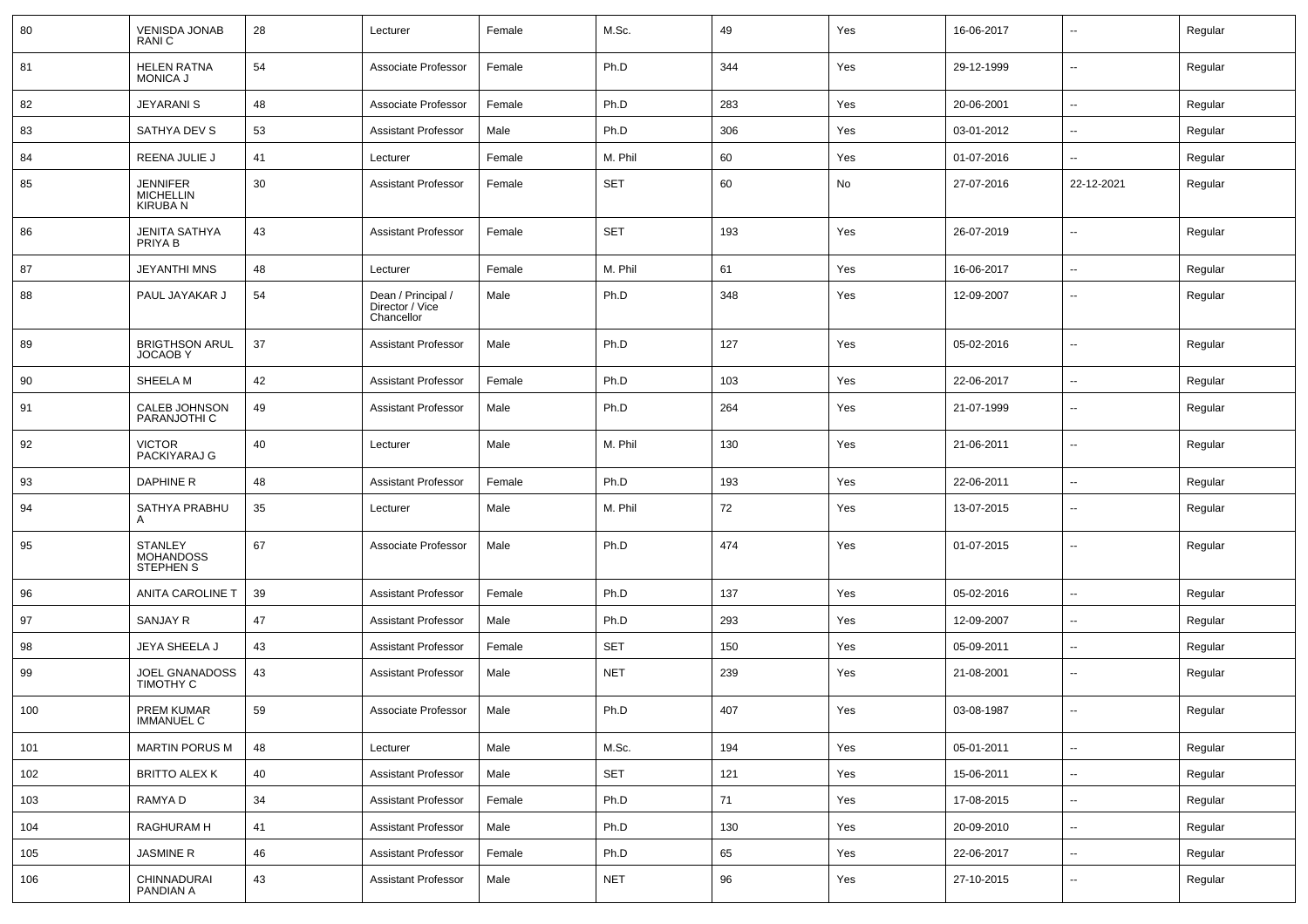| 80 | VENISDA JONAB RANI C | 28 | Lecturer | Female | M.Sc. | 49 | Yes | 16-06-2017 | -- | Regular |
|---|---|---|---|---|---|---|---|---|---|---|
| 81 | HELEN RATNA MONICA J | 54 | Associate Professor | Female | Ph.D | 344 | Yes | 29-12-1999 | -- | Regular |
| 82 | JEYARANI S | 48 | Associate Professor | Female | Ph.D | 283 | Yes | 20-06-2001 | -- | Regular |
| 83 | SATHYA DEV S | 53 | Assistant Professor | Male | Ph.D | 306 | Yes | 03-01-2012 | -- | Regular |
| 84 | REENA JULIE J | 41 | Lecturer | Female | M. Phil | 60 | Yes | 01-07-2016 | -- | Regular |
| 85 | JENNIFER MICHELLIN KIRUBA N | 30 | Assistant Professor | Female | SET | 60 | No | 27-07-2016 | 22-12-2021 | Regular |
| 86 | JENITA SATHYA PRIYA B | 43 | Assistant Professor | Female | SET | 193 | Yes | 26-07-2019 | -- | Regular |
| 87 | JEYANTHI MNS | 48 | Lecturer | Female | M. Phil | 61 | Yes | 16-06-2017 | -- | Regular |
| 88 | PAUL JAYAKAR J | 54 | Dean / Principal / Director / Vice Chancellor | Male | Ph.D | 348 | Yes | 12-09-2007 | -- | Regular |
| 89 | BRIGTHSON ARUL JOCAOB Y | 37 | Assistant Professor | Male | Ph.D | 127 | Yes | 05-02-2016 | -- | Regular |
| 90 | SHEELA M | 42 | Assistant Professor | Female | Ph.D | 103 | Yes | 22-06-2017 | -- | Regular |
| 91 | CALEB JOHNSON PARANJOTHI C | 49 | Assistant Professor | Male | Ph.D | 264 | Yes | 21-07-1999 | -- | Regular |
| 92 | VICTOR PACKIYARAJ G | 40 | Lecturer | Male | M. Phil | 130 | Yes | 21-06-2011 | -- | Regular |
| 93 | DAPHINE R | 48 | Assistant Professor | Female | Ph.D | 193 | Yes | 22-06-2011 | -- | Regular |
| 94 | SATHYA PRABHU A | 35 | Lecturer | Male | M. Phil | 72 | Yes | 13-07-2015 | -- | Regular |
| 95 | STANLEY MOHANDOSS STEPHEN S | 67 | Associate Professor | Male | Ph.D | 474 | Yes | 01-07-2015 | -- | Regular |
| 96 | ANITA CAROLINE T | 39 | Assistant Professor | Female | Ph.D | 137 | Yes | 05-02-2016 | -- | Regular |
| 97 | SANJAY R | 47 | Assistant Professor | Male | Ph.D | 293 | Yes | 12-09-2007 | -- | Regular |
| 98 | JEYA SHEELA J | 43 | Assistant Professor | Female | SET | 150 | Yes | 05-09-2011 | -- | Regular |
| 99 | JOEL GNANADOSS TIMOTHY C | 43 | Assistant Professor | Male | NET | 239 | Yes | 21-08-2001 | -- | Regular |
| 100 | PREM KUMAR IMMANUEL C | 59 | Associate Professor | Male | Ph.D | 407 | Yes | 03-08-1987 | -- | Regular |
| 101 | MARTIN PORUS M | 48 | Lecturer | Male | M.Sc. | 194 | Yes | 05-01-2011 | -- | Regular |
| 102 | BRITTO ALEX K | 40 | Assistant Professor | Male | SET | 121 | Yes | 15-06-2011 | -- | Regular |
| 103 | RAMYA D | 34 | Assistant Professor | Female | Ph.D | 71 | Yes | 17-08-2015 | -- | Regular |
| 104 | RAGHURAM H | 41 | Assistant Professor | Male | Ph.D | 130 | Yes | 20-09-2010 | -- | Regular |
| 105 | JASMINE R | 46 | Assistant Professor | Female | Ph.D | 65 | Yes | 22-06-2017 | -- | Regular |
| 106 | CHINNADURAI PANDIAN A | 43 | Assistant Professor | Male | NET | 96 | Yes | 27-10-2015 | -- | Regular |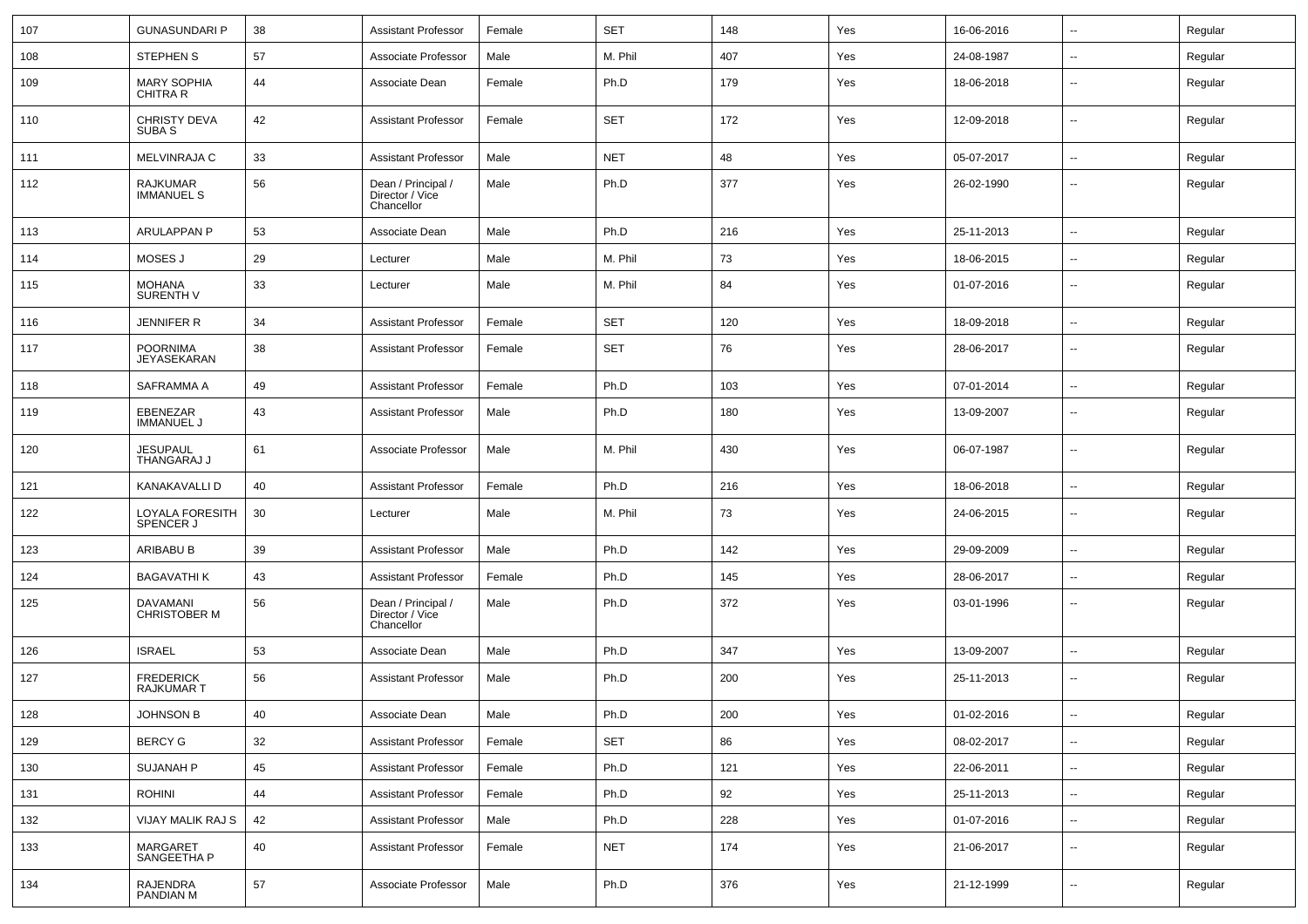| 107 | GUNASUNDARI P | 38 | Assistant Professor | Female | SET | 148 | Yes | 16-06-2016 | -- | Regular |
|---|---|---|---|---|---|---|---|---|---|---|
| 108 | STEPHEN S | 57 | Associate Professor | Male | M. Phil | 407 | Yes | 24-08-1987 | -- | Regular |
| 109 | MARY SOPHIA CHITRA R | 44 | Associate Dean | Female | Ph.D | 179 | Yes | 18-06-2018 | -- | Regular |
| 110 | CHRISTY DEVA SUBA S | 42 | Assistant Professor | Female | SET | 172 | Yes | 12-09-2018 | -- | Regular |
| 111 | MELVINRAJA C | 33 | Assistant Professor | Male | NET | 48 | Yes | 05-07-2017 | -- | Regular |
| 112 | RAJKUMAR IMMANUEL S | 56 | Dean / Principal / Director / Vice Chancellor | Male | Ph.D | 377 | Yes | 26-02-1990 | -- | Regular |
| 113 | ARULAPPAN P | 53 | Associate Dean | Male | Ph.D | 216 | Yes | 25-11-2013 | -- | Regular |
| 114 | MOSES J | 29 | Lecturer | Male | M. Phil | 73 | Yes | 18-06-2015 | -- | Regular |
| 115 | MOHANA SURENTH V | 33 | Lecturer | Male | M. Phil | 84 | Yes | 01-07-2016 | -- | Regular |
| 116 | JENNIFER R | 34 | Assistant Professor | Female | SET | 120 | Yes | 18-09-2018 | -- | Regular |
| 117 | POORNIMA JEYASEKARAN | 38 | Assistant Professor | Female | SET | 76 | Yes | 28-06-2017 | -- | Regular |
| 118 | SAFRAMMA A | 49 | Assistant Professor | Female | Ph.D | 103 | Yes | 07-01-2014 | -- | Regular |
| 119 | EBENEZAR IMMANUEL J | 43 | Assistant Professor | Male | Ph.D | 180 | Yes | 13-09-2007 | -- | Regular |
| 120 | JESUPAUL THANGARAJ J | 61 | Associate Professor | Male | M. Phil | 430 | Yes | 06-07-1987 | -- | Regular |
| 121 | KANAKAVALLI D | 40 | Assistant Professor | Female | Ph.D | 216 | Yes | 18-06-2018 | -- | Regular |
| 122 | LOYALA FORESITH SPENCER J | 30 | Lecturer | Male | M. Phil | 73 | Yes | 24-06-2015 | -- | Regular |
| 123 | ARIBABU B | 39 | Assistant Professor | Male | Ph.D | 142 | Yes | 29-09-2009 | -- | Regular |
| 124 | BAGAVATHI K | 43 | Assistant Professor | Female | Ph.D | 145 | Yes | 28-06-2017 | -- | Regular |
| 125 | DAVAMANI CHRISTOBER M | 56 | Dean / Principal / Director / Vice Chancellor | Male | Ph.D | 372 | Yes | 03-01-1996 | -- | Regular |
| 126 | ISRAEL | 53 | Associate Dean | Male | Ph.D | 347 | Yes | 13-09-2007 | -- | Regular |
| 127 | FREDERICK RAJKUMAR T | 56 | Assistant Professor | Male | Ph.D | 200 | Yes | 25-11-2013 | -- | Regular |
| 128 | JOHNSON B | 40 | Associate Dean | Male | Ph.D | 200 | Yes | 01-02-2016 | -- | Regular |
| 129 | BERCY G | 32 | Assistant Professor | Female | SET | 86 | Yes | 08-02-2017 | -- | Regular |
| 130 | SUJANAH P | 45 | Assistant Professor | Female | Ph.D | 121 | Yes | 22-06-2011 | -- | Regular |
| 131 | ROHINI | 44 | Assistant Professor | Female | Ph.D | 92 | Yes | 25-11-2013 | -- | Regular |
| 132 | VIJAY MALIK RAJ S | 42 | Assistant Professor | Male | Ph.D | 228 | Yes | 01-07-2016 | -- | Regular |
| 133 | MARGARET SANGEETHA P | 40 | Assistant Professor | Female | NET | 174 | Yes | 21-06-2017 | -- | Regular |
| 134 | RAJENDRA PANDIAN M | 57 | Associate Professor | Male | Ph.D | 376 | Yes | 21-12-1999 | -- | Regular |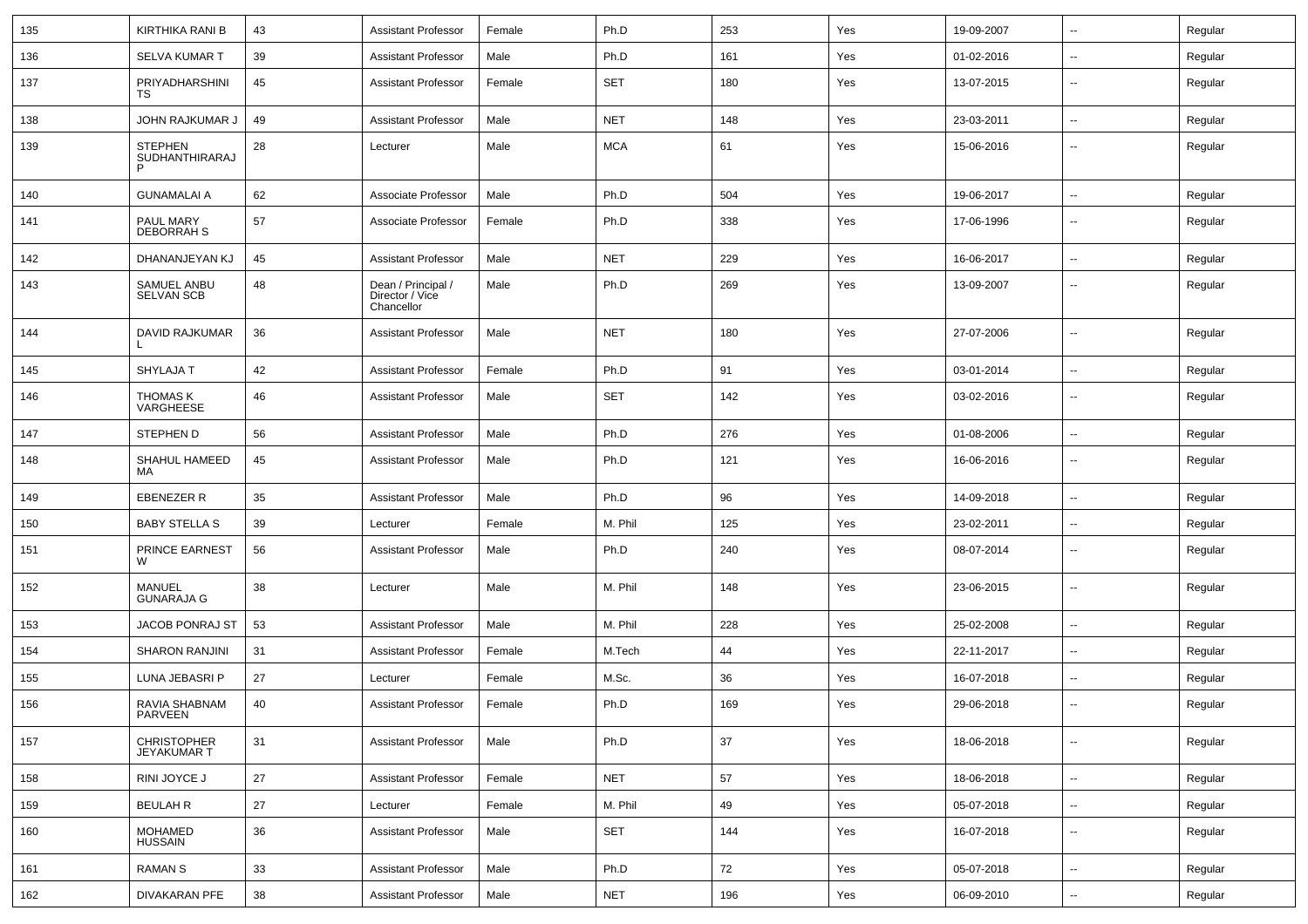| 135 | KIRTHIKA RANI B | 43 | Assistant Professor | Female | Ph.D | 253 | Yes | 19-09-2007 | -- | Regular |
|---|---|---|---|---|---|---|---|---|---|---|
| 136 | SELVA KUMAR T | 39 | Assistant Professor | Male | Ph.D | 161 | Yes | 01-02-2016 | -- | Regular |
| 137 | PRIYADHARSHINI TS | 45 | Assistant Professor | Female | SET | 180 | Yes | 13-07-2015 | -- | Regular |
| 138 | JOHN RAJKUMAR J | 49 | Assistant Professor | Male | NET | 148 | Yes | 23-03-2011 | -- | Regular |
| 139 | STEPHEN SUDHANTHIRARAJ P | 28 | Lecturer | Male | MCA | 61 | Yes | 15-06-2016 | -- | Regular |
| 140 | GUNAMALAI A | 62 | Associate Professor | Male | Ph.D | 504 | Yes | 19-06-2017 | -- | Regular |
| 141 | PAUL MARY DEBORRAH S | 57 | Associate Professor | Female | Ph.D | 338 | Yes | 17-06-1996 | -- | Regular |
| 142 | DHANANJEYAN KJ | 45 | Assistant Professor | Male | NET | 229 | Yes | 16-06-2017 | -- | Regular |
| 143 | SAMUEL ANBU SELVAN SCB | 48 | Dean / Principal / Director / Vice Chancellor | Male | Ph.D | 269 | Yes | 13-09-2007 | -- | Regular |
| 144 | DAVID RAJKUMAR L | 36 | Assistant Professor | Male | NET | 180 | Yes | 27-07-2006 | -- | Regular |
| 145 | SHYLAJA T | 42 | Assistant Professor | Female | Ph.D | 91 | Yes | 03-01-2014 | -- | Regular |
| 146 | THOMAS K VARGHEESE | 46 | Assistant Professor | Male | SET | 142 | Yes | 03-02-2016 | -- | Regular |
| 147 | STEPHEN D | 56 | Assistant Professor | Male | Ph.D | 276 | Yes | 01-08-2006 | -- | Regular |
| 148 | SHAHUL HAMEED MA | 45 | Assistant Professor | Male | Ph.D | 121 | Yes | 16-06-2016 | -- | Regular |
| 149 | EBENEZER R | 35 | Assistant Professor | Male | Ph.D | 96 | Yes | 14-09-2018 | -- | Regular |
| 150 | BABY STELLA S | 39 | Lecturer | Female | M. Phil | 125 | Yes | 23-02-2011 | -- | Regular |
| 151 | PRINCE EARNEST W | 56 | Assistant Professor | Male | Ph.D | 240 | Yes | 08-07-2014 | -- | Regular |
| 152 | MANUEL GUNARAJA G | 38 | Lecturer | Male | M. Phil | 148 | Yes | 23-06-2015 | -- | Regular |
| 153 | JACOB PONRAJ ST | 53 | Assistant Professor | Male | M. Phil | 228 | Yes | 25-02-2008 | -- | Regular |
| 154 | SHARON RANJINI | 31 | Assistant Professor | Female | M.Tech | 44 | Yes | 22-11-2017 | -- | Regular |
| 155 | LUNA JEBASRI P | 27 | Lecturer | Female | M.Sc. | 36 | Yes | 16-07-2018 | -- | Regular |
| 156 | RAVIA SHABNAM PARVEEN | 40 | Assistant Professor | Female | Ph.D | 169 | Yes | 29-06-2018 | -- | Regular |
| 157 | CHRISTOPHER JEYAKUMAR T | 31 | Assistant Professor | Male | Ph.D | 37 | Yes | 18-06-2018 | -- | Regular |
| 158 | RINI JOYCE J | 27 | Assistant Professor | Female | NET | 57 | Yes | 18-06-2018 | -- | Regular |
| 159 | BEULAH R | 27 | Lecturer | Female | M. Phil | 49 | Yes | 05-07-2018 | -- | Regular |
| 160 | MOHAMED HUSSAIN | 36 | Assistant Professor | Male | SET | 144 | Yes | 16-07-2018 | -- | Regular |
| 161 | RAMAN S | 33 | Assistant Professor | Male | Ph.D | 72 | Yes | 05-07-2018 | -- | Regular |
| 162 | DIVAKARAN PFE | 38 | Assistant Professor | Male | NET | 196 | Yes | 06-09-2010 | -- | Regular |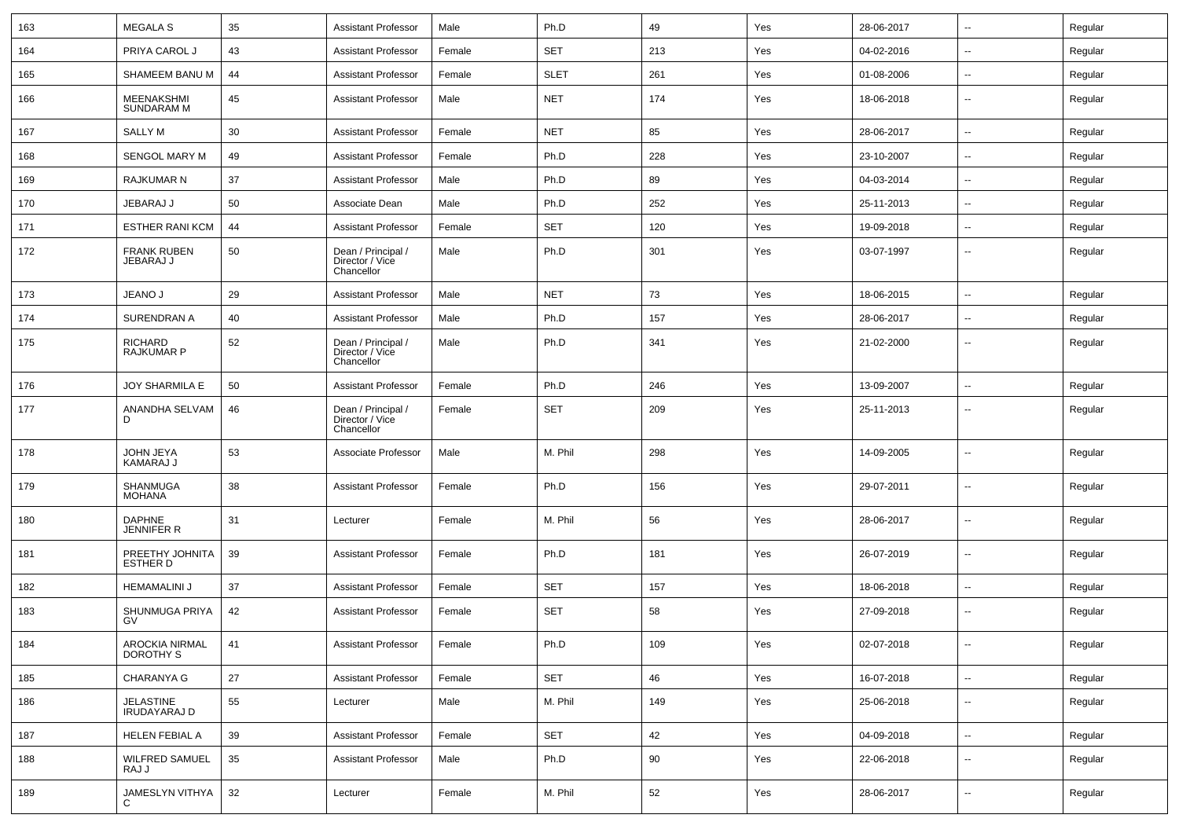| 163 | MEGALA S | 35 | Assistant Professor | Male | Ph.D | 49 | Yes | 28-06-2017 | -- | Regular |
|---|---|---|---|---|---|---|---|---|---|---|
| 164 | PRIYA CAROL J | 43 | Assistant Professor | Female | SET | 213 | Yes | 04-02-2016 | -- | Regular |
| 165 | SHAMEEM BANU M | 44 | Assistant Professor | Female | SLET | 261 | Yes | 01-08-2006 | -- | Regular |
| 166 | MEENAKSHMI SUNDARAM M | 45 | Assistant Professor | Male | NET | 174 | Yes | 18-06-2018 | -- | Regular |
| 167 | SALLY M | 30 | Assistant Professor | Female | NET | 85 | Yes | 28-06-2017 | -- | Regular |
| 168 | SENGOL MARY M | 49 | Assistant Professor | Female | Ph.D | 228 | Yes | 23-10-2007 | -- | Regular |
| 169 | RAJKUMAR N | 37 | Assistant Professor | Male | Ph.D | 89 | Yes | 04-03-2014 | -- | Regular |
| 170 | JEBARAJ J | 50 | Associate Dean | Male | Ph.D | 252 | Yes | 25-11-2013 | -- | Regular |
| 171 | ESTHER RANI KCM | 44 | Assistant Professor | Female | SET | 120 | Yes | 19-09-2018 | -- | Regular |
| 172 | FRANK RUBEN JEBARAJ J | 50 | Dean / Principal / Director / Vice Chancellor | Male | Ph.D | 301 | Yes | 03-07-1997 | -- | Regular |
| 173 | JEANO J | 29 | Assistant Professor | Male | NET | 73 | Yes | 18-06-2015 | -- | Regular |
| 174 | SURENDRAN A | 40 | Assistant Professor | Male | Ph.D | 157 | Yes | 28-06-2017 | -- | Regular |
| 175 | RICHARD RAJKUMAR P | 52 | Dean / Principal / Director / Vice Chancellor | Male | Ph.D | 341 | Yes | 21-02-2000 | -- | Regular |
| 176 | JOY SHARMILA E | 50 | Assistant Professor | Female | Ph.D | 246 | Yes | 13-09-2007 | -- | Regular |
| 177 | ANANDHA SELVAM D | 46 | Dean / Principal / Director / Vice Chancellor | Female | SET | 209 | Yes | 25-11-2013 | -- | Regular |
| 178 | JOHN JEYA KAMARAJ J | 53 | Associate Professor | Male | M. Phil | 298 | Yes | 14-09-2005 | -- | Regular |
| 179 | SHANMUGA MOHANA | 38 | Assistant Professor | Female | Ph.D | 156 | Yes | 29-07-2011 | -- | Regular |
| 180 | DAPHNE JENNIFER R | 31 | Lecturer | Female | M. Phil | 56 | Yes | 28-06-2017 | -- | Regular |
| 181 | PREETHY JOHNITA ESTHER D | 39 | Assistant Professor | Female | Ph.D | 181 | Yes | 26-07-2019 | -- | Regular |
| 182 | HEMAMALINI J | 37 | Assistant Professor | Female | SET | 157 | Yes | 18-06-2018 | -- | Regular |
| 183 | SHUNMUGA PRIYA GV | 42 | Assistant Professor | Female | SET | 58 | Yes | 27-09-2018 | -- | Regular |
| 184 | AROCKIA NIRMAL DOROTHY S | 41 | Assistant Professor | Female | Ph.D | 109 | Yes | 02-07-2018 | -- | Regular |
| 185 | CHARANYA G | 27 | Assistant Professor | Female | SET | 46 | Yes | 16-07-2018 | -- | Regular |
| 186 | JELASTINE IRUDAYARAJ D | 55 | Lecturer | Male | M. Phil | 149 | Yes | 25-06-2018 | -- | Regular |
| 187 | HELEN FEBIAL A | 39 | Assistant Professor | Female | SET | 42 | Yes | 04-09-2018 | -- | Regular |
| 188 | WILFRED SAMUEL RAJ J | 35 | Assistant Professor | Male | Ph.D | 90 | Yes | 22-06-2018 | -- | Regular |
| 189 | JAMESLYN VITHYA C | 32 | Lecturer | Female | M. Phil | 52 | Yes | 28-06-2017 | -- | Regular |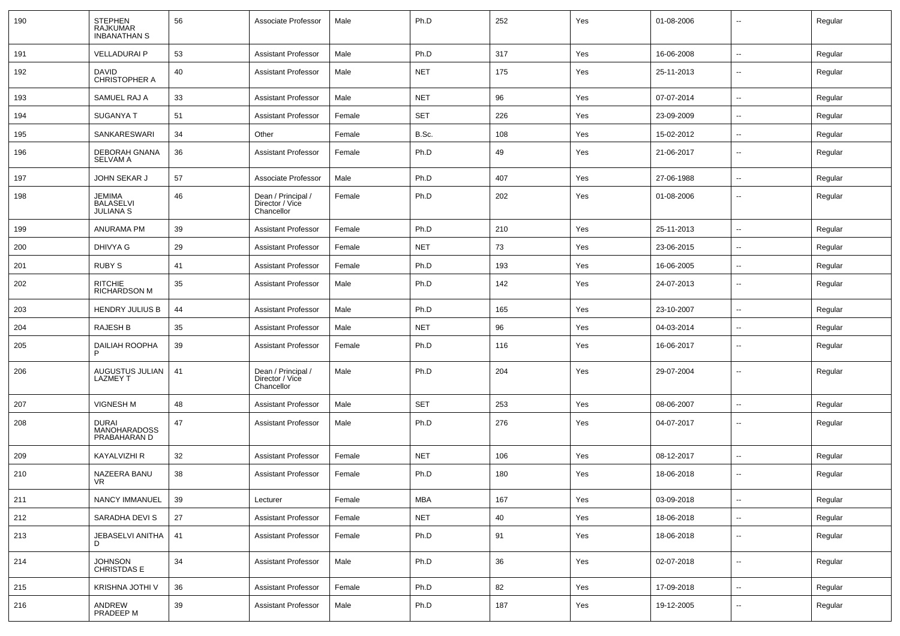| 190 | STEPHEN RAJKUMAR INBANATHAN S | 56 | Associate Professor | Male | Ph.D | 252 | Yes | 01-08-2006 | -- | Regular |
|---|---|---|---|---|---|---|---|---|---|---|
| 191 | VELLADURAI P | 53 | Assistant Professor | Male | Ph.D | 317 | Yes | 16-06-2008 | -- | Regular |
| 192 | DAVID CHRISTOPHER A | 40 | Assistant Professor | Male | NET | 175 | Yes | 25-11-2013 | -- | Regular |
| 193 | SAMUEL RAJ A | 33 | Assistant Professor | Male | NET | 96 | Yes | 07-07-2014 | -- | Regular |
| 194 | SUGANYA T | 51 | Assistant Professor | Female | SET | 226 | Yes | 23-09-2009 | -- | Regular |
| 195 | SANKARESWARI | 34 | Other | Female | B.Sc. | 108 | Yes | 15-02-2012 | -- | Regular |
| 196 | DEBORAH GNANA SELVAM A | 36 | Assistant Professor | Female | Ph.D | 49 | Yes | 21-06-2017 | -- | Regular |
| 197 | JOHN SEKAR J | 57 | Associate Professor | Male | Ph.D | 407 | Yes | 27-06-1988 | -- | Regular |
| 198 | JEMIMA BALASELVI JULIANA S | 46 | Dean / Principal / Director / Vice Chancellor | Female | Ph.D | 202 | Yes | 01-08-2006 | -- | Regular |
| 199 | ANURAMA PM | 39 | Assistant Professor | Female | Ph.D | 210 | Yes | 25-11-2013 | -- | Regular |
| 200 | DHIVYA G | 29 | Assistant Professor | Female | NET | 73 | Yes | 23-06-2015 | -- | Regular |
| 201 | RUBY S | 41 | Assistant Professor | Female | Ph.D | 193 | Yes | 16-06-2005 | -- | Regular |
| 202 | RITCHIE RICHARDSON M | 35 | Assistant Professor | Male | Ph.D | 142 | Yes | 24-07-2013 | -- | Regular |
| 203 | HENDRY JULIUS B | 44 | Assistant Professor | Male | Ph.D | 165 | Yes | 23-10-2007 | -- | Regular |
| 204 | RAJESH B | 35 | Assistant Professor | Male | NET | 96 | Yes | 04-03-2014 | -- | Regular |
| 205 | DAILIAH ROOPHA P | 39 | Assistant Professor | Female | Ph.D | 116 | Yes | 16-06-2017 | -- | Regular |
| 206 | AUGUSTUS JULIAN LAZMEY T | 41 | Dean / Principal / Director / Vice Chancellor | Male | Ph.D | 204 | Yes | 29-07-2004 | -- | Regular |
| 207 | VIGNESH M | 48 | Assistant Professor | Male | SET | 253 | Yes | 08-06-2007 | -- | Regular |
| 208 | DURAI MANOHARADOSS PRABAHARAN D | 47 | Assistant Professor | Male | Ph.D | 276 | Yes | 04-07-2017 | -- | Regular |
| 209 | KAYALVIZHI R | 32 | Assistant Professor | Female | NET | 106 | Yes | 08-12-2017 | -- | Regular |
| 210 | NAZEERA BANU VR | 38 | Assistant Professor | Female | Ph.D | 180 | Yes | 18-06-2018 | -- | Regular |
| 211 | NANCY IMMANUEL | 39 | Lecturer | Female | MBA | 167 | Yes | 03-09-2018 | -- | Regular |
| 212 | SARADHA DEVI S | 27 | Assistant Professor | Female | NET | 40 | Yes | 18-06-2018 | -- | Regular |
| 213 | JEBASELVI ANITHA D | 41 | Assistant Professor | Female | Ph.D | 91 | Yes | 18-06-2018 | -- | Regular |
| 214 | JOHNSON CHRISTDAS E | 34 | Assistant Professor | Male | Ph.D | 36 | Yes | 02-07-2018 | -- | Regular |
| 215 | KRISHNA JOTHI V | 36 | Assistant Professor | Female | Ph.D | 82 | Yes | 17-09-2018 | -- | Regular |
| 216 | ANDREW PRADEEP M | 39 | Assistant Professor | Male | Ph.D | 187 | Yes | 19-12-2005 | -- | Regular |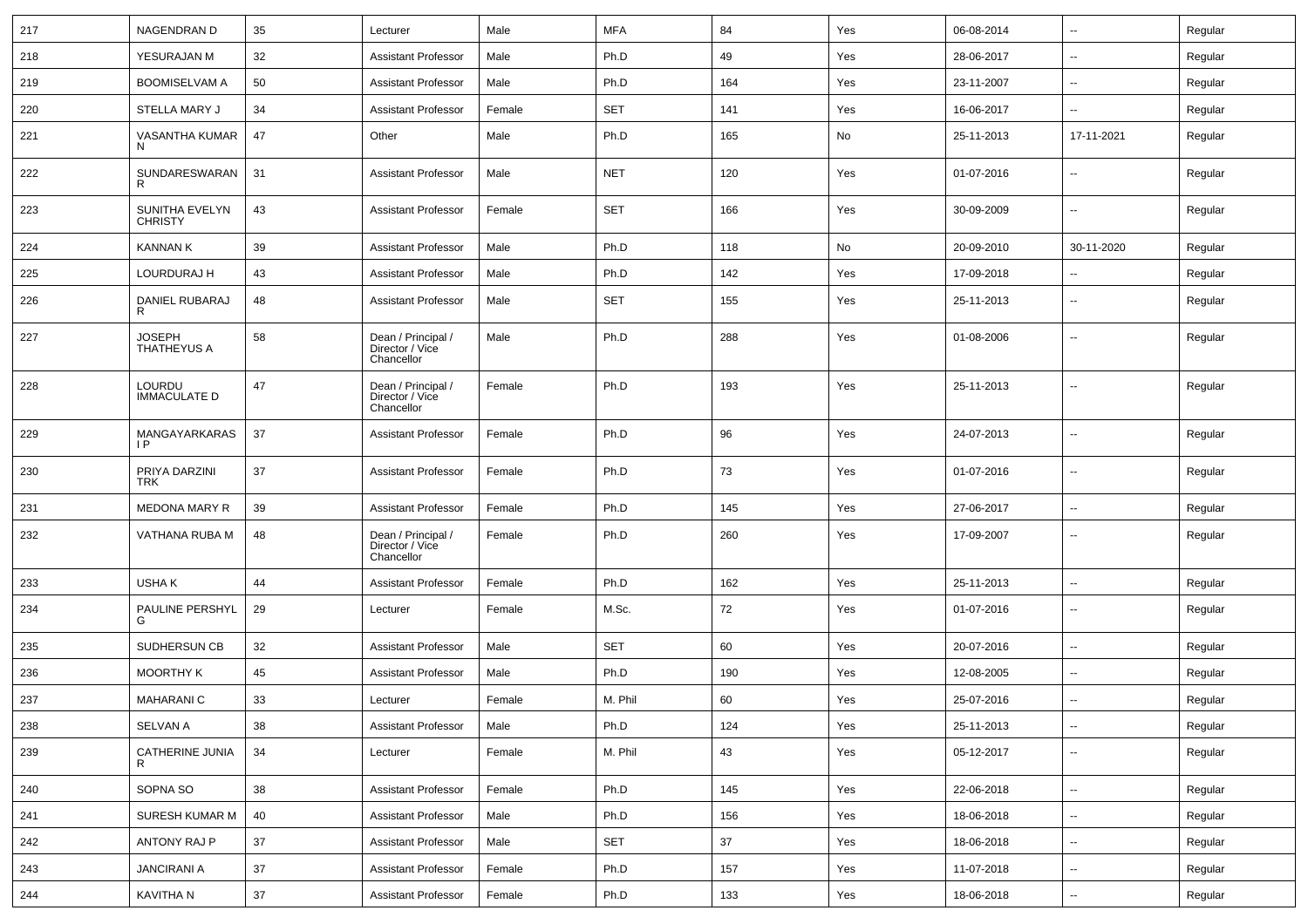| 217 | NAGENDRAN D | 35 | Lecturer | Male | MFA | 84 | Yes | 06-08-2014 | -- | Regular |
|---|---|---|---|---|---|---|---|---|---|---|
| 218 | YESURAJAN M | 32 | Assistant Professor | Male | Ph.D | 49 | Yes | 28-06-2017 | -- | Regular |
| 219 | BOOMISELVAM A | 50 | Assistant Professor | Male | Ph.D | 164 | Yes | 23-11-2007 | -- | Regular |
| 220 | STELLA MARY J | 34 | Assistant Professor | Female | SET | 141 | Yes | 16-06-2017 | -- | Regular |
| 221 | VASANTHA KUMAR N | 47 | Other | Male | Ph.D | 165 | No | 25-11-2013 | 17-11-2021 | Regular |
| 222 | SUNDARESWARAN R | 31 | Assistant Professor | Male | NET | 120 | Yes | 01-07-2016 | -- | Regular |
| 223 | SUNITHA EVELYN CHRISTY | 43 | Assistant Professor | Female | SET | 166 | Yes | 30-09-2009 | -- | Regular |
| 224 | KANNAN K | 39 | Assistant Professor | Male | Ph.D | 118 | No | 20-09-2010 | 30-11-2020 | Regular |
| 225 | LOURDURAJ H | 43 | Assistant Professor | Male | Ph.D | 142 | Yes | 17-09-2018 | -- | Regular |
| 226 | DANIEL RUBARAJ R | 48 | Assistant Professor | Male | SET | 155 | Yes | 25-11-2013 | -- | Regular |
| 227 | JOSEPH THATHEYUS A | 58 | Dean / Principal / Director / Vice Chancellor | Male | Ph.D | 288 | Yes | 01-08-2006 | -- | Regular |
| 228 | LOURDU IMMACULATE D | 47 | Dean / Principal / Director / Vice Chancellor | Female | Ph.D | 193 | Yes | 25-11-2013 | -- | Regular |
| 229 | MANGAYARKARASI P | 37 | Assistant Professor | Female | Ph.D | 96 | Yes | 24-07-2013 | -- | Regular |
| 230 | PRIYA DARZINI TRK | 37 | Assistant Professor | Female | Ph.D | 73 | Yes | 01-07-2016 | -- | Regular |
| 231 | MEDONA MARY R | 39 | Assistant Professor | Female | Ph.D | 145 | Yes | 27-06-2017 | -- | Regular |
| 232 | VATHANA RUBA M | 48 | Dean / Principal / Director / Vice Chancellor | Female | Ph.D | 260 | Yes | 17-09-2007 | -- | Regular |
| 233 | USHA K | 44 | Assistant Professor | Female | Ph.D | 162 | Yes | 25-11-2013 | -- | Regular |
| 234 | PAULINE PERSHYL G | 29 | Lecturer | Female | M.Sc. | 72 | Yes | 01-07-2016 | -- | Regular |
| 235 | SUDHERSUN CB | 32 | Assistant Professor | Male | SET | 60 | Yes | 20-07-2016 | -- | Regular |
| 236 | MOORTHY K | 45 | Assistant Professor | Male | Ph.D | 190 | Yes | 12-08-2005 | -- | Regular |
| 237 | MAHARANI C | 33 | Lecturer | Female | M. Phil | 60 | Yes | 25-07-2016 | -- | Regular |
| 238 | SELVAN A | 38 | Assistant Professor | Male | Ph.D | 124 | Yes | 25-11-2013 | -- | Regular |
| 239 | CATHERINE JUNIA R | 34 | Lecturer | Female | M. Phil | 43 | Yes | 05-12-2017 | -- | Regular |
| 240 | SOPNA SO | 38 | Assistant Professor | Female | Ph.D | 145 | Yes | 22-06-2018 | -- | Regular |
| 241 | SURESH KUMAR M | 40 | Assistant Professor | Male | Ph.D | 156 | Yes | 18-06-2018 | -- | Regular |
| 242 | ANTONY RAJ P | 37 | Assistant Professor | Male | SET | 37 | Yes | 18-06-2018 | -- | Regular |
| 243 | JANCIRANI A | 37 | Assistant Professor | Female | Ph.D | 157 | Yes | 11-07-2018 | -- | Regular |
| 244 | KAVITHA N | 37 | Assistant Professor | Female | Ph.D | 133 | Yes | 18-06-2018 | -- | Regular |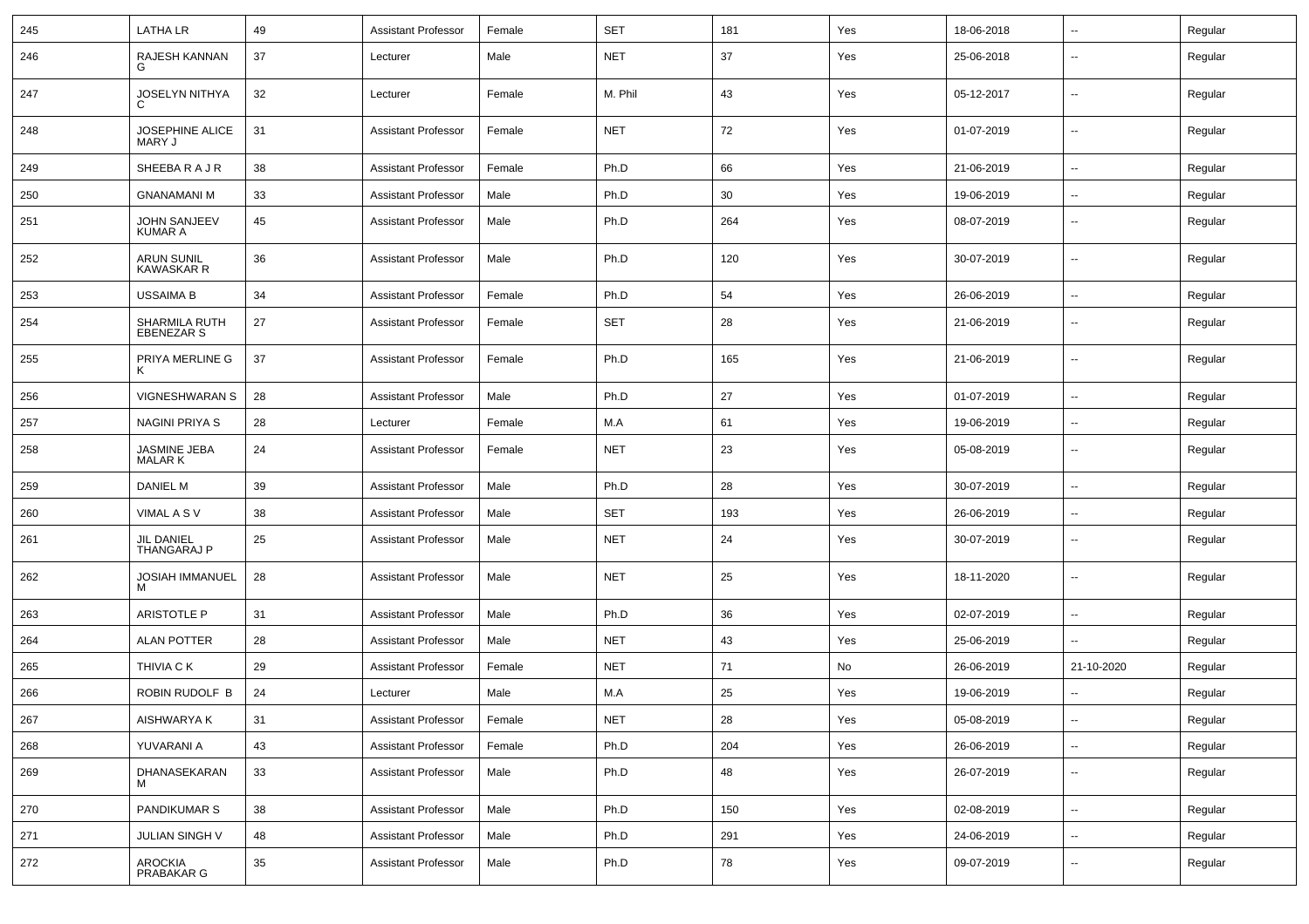| 245 | LATHA LR | 49 | Assistant Professor | Female | SET | 181 | Yes | 18-06-2018 | -- | Regular |
|---|---|---|---|---|---|---|---|---|---|---|
| 246 | RAJESH KANNAN G | 37 | Lecturer | Male | NET | 37 | Yes | 25-06-2018 | -- | Regular |
| 247 | JOSELYN NITHYA C | 32 | Lecturer | Female | M. Phil | 43 | Yes | 05-12-2017 | -- | Regular |
| 248 | JOSEPHINE ALICE MARY J | 31 | Assistant Professor | Female | NET | 72 | Yes | 01-07-2019 | -- | Regular |
| 249 | SHEEBA R A J R | 38 | Assistant Professor | Female | Ph.D | 66 | Yes | 21-06-2019 | -- | Regular |
| 250 | GNANAMANI M | 33 | Assistant Professor | Male | Ph.D | 30 | Yes | 19-06-2019 | -- | Regular |
| 251 | JOHN SANJEEV KUMAR A | 45 | Assistant Professor | Male | Ph.D | 264 | Yes | 08-07-2019 | -- | Regular |
| 252 | ARUN SUNIL KAWASKAR R | 36 | Assistant Professor | Male | Ph.D | 120 | Yes | 30-07-2019 | -- | Regular |
| 253 | USSAIMA B | 34 | Assistant Professor | Female | Ph.D | 54 | Yes | 26-06-2019 | -- | Regular |
| 254 | SHARMILA RUTH EBENEZAR S | 27 | Assistant Professor | Female | SET | 28 | Yes | 21-06-2019 | -- | Regular |
| 255 | PRIYA MERLINE G K | 37 | Assistant Professor | Female | Ph.D | 165 | Yes | 21-06-2019 | -- | Regular |
| 256 | VIGNESHWARAN S | 28 | Assistant Professor | Male | Ph.D | 27 | Yes | 01-07-2019 | -- | Regular |
| 257 | NAGINI PRIYA S | 28 | Lecturer | Female | M.A | 61 | Yes | 19-06-2019 | -- | Regular |
| 258 | JASMINE JEBA MALAR K | 24 | Assistant Professor | Female | NET | 23 | Yes | 05-08-2019 | -- | Regular |
| 259 | DANIEL M | 39 | Assistant Professor | Male | Ph.D | 28 | Yes | 30-07-2019 | -- | Regular |
| 260 | VIMAL A S V | 38 | Assistant Professor | Male | SET | 193 | Yes | 26-06-2019 | -- | Regular |
| 261 | JIL DANIEL THANGARAJ P | 25 | Assistant Professor | Male | NET | 24 | Yes | 30-07-2019 | -- | Regular |
| 262 | JOSIAH IMMANUEL M | 28 | Assistant Professor | Male | NET | 25 | Yes | 18-11-2020 | -- | Regular |
| 263 | ARISTOTLE P | 31 | Assistant Professor | Male | Ph.D | 36 | Yes | 02-07-2019 | -- | Regular |
| 264 | ALAN POTTER | 28 | Assistant Professor | Male | NET | 43 | Yes | 25-06-2019 | -- | Regular |
| 265 | THIVIA C K | 29 | Assistant Professor | Female | NET | 71 | No | 26-06-2019 | 21-10-2020 | Regular |
| 266 | ROBIN RUDOLF B | 24 | Lecturer | Male | M.A | 25 | Yes | 19-06-2019 | -- | Regular |
| 267 | AISHWARYA K | 31 | Assistant Professor | Female | NET | 28 | Yes | 05-08-2019 | -- | Regular |
| 268 | YUVARANI A | 43 | Assistant Professor | Female | Ph.D | 204 | Yes | 26-06-2019 | -- | Regular |
| 269 | DHANASEKARAN M | 33 | Assistant Professor | Male | Ph.D | 48 | Yes | 26-07-2019 | -- | Regular |
| 270 | PANDIKUMAR S | 38 | Assistant Professor | Male | Ph.D | 150 | Yes | 02-08-2019 | -- | Regular |
| 271 | JULIAN SINGH V | 48 | Assistant Professor | Male | Ph.D | 291 | Yes | 24-06-2019 | -- | Regular |
| 272 | AROCKIA PRABAKAR G | 35 | Assistant Professor | Male | Ph.D | 78 | Yes | 09-07-2019 | -- | Regular |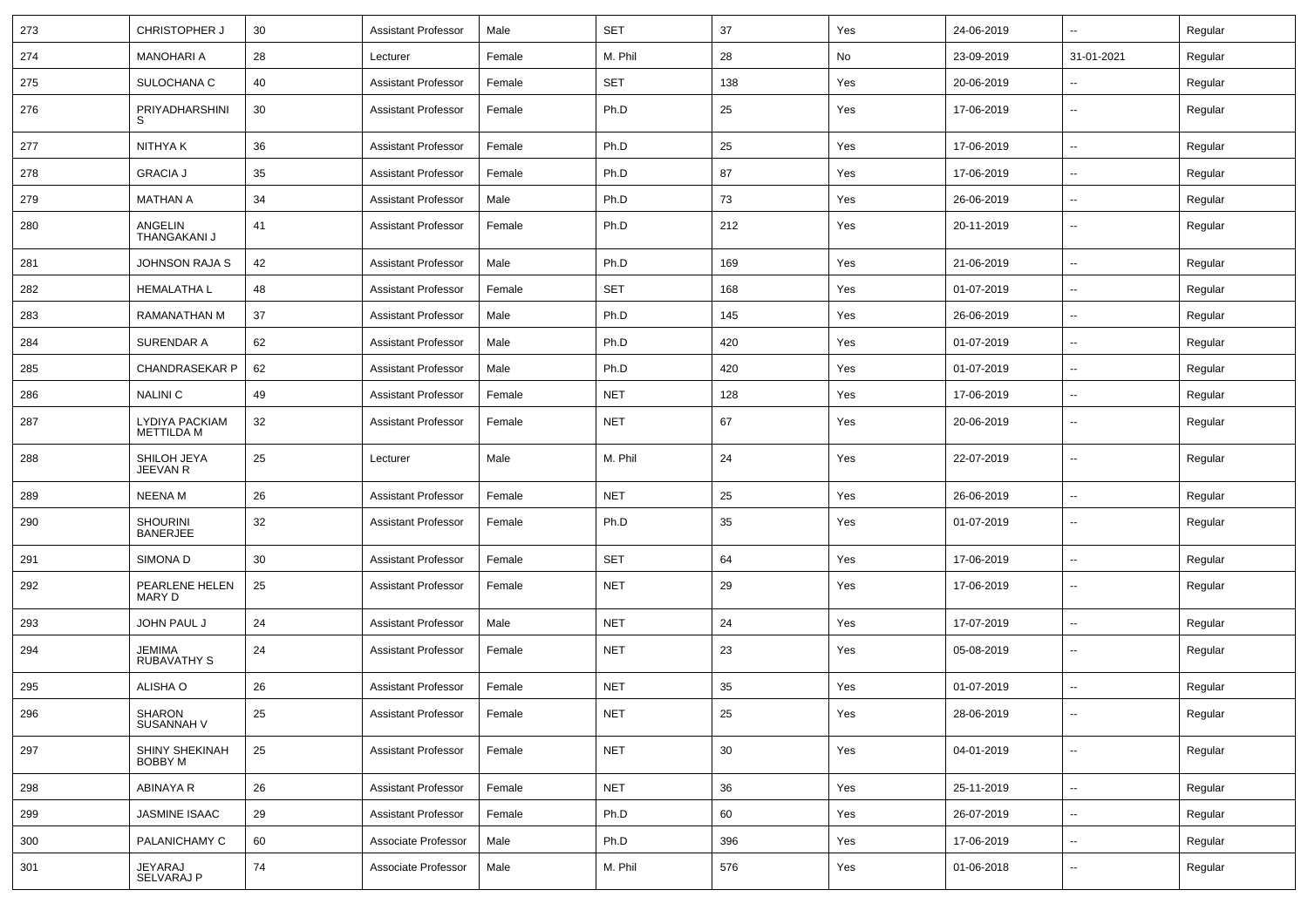| 273 | CHRISTOPHER J | 30 | Assistant Professor | Male | SET | 37 | Yes | 24-06-2019 | -- | Regular |
|---|---|---|---|---|---|---|---|---|---|---|
| 274 | MANOHARI A | 28 | Lecturer | Female | M. Phil | 28 | No | 23-09-2019 | 31-01-2021 | Regular |
| 275 | SULOCHANA C | 40 | Assistant Professor | Female | SET | 138 | Yes | 20-06-2019 | -- | Regular |
| 276 | PRIYADHARSHINI S | 30 | Assistant Professor | Female | Ph.D | 25 | Yes | 17-06-2019 | -- | Regular |
| 277 | NITHYA K | 36 | Assistant Professor | Female | Ph.D | 25 | Yes | 17-06-2019 | -- | Regular |
| 278 | GRACIA J | 35 | Assistant Professor | Female | Ph.D | 87 | Yes | 17-06-2019 | -- | Regular |
| 279 | MATHAN A | 34 | Assistant Professor | Male | Ph.D | 73 | Yes | 26-06-2019 | -- | Regular |
| 280 | ANGELIN THANGAKANI J | 41 | Assistant Professor | Female | Ph.D | 212 | Yes | 20-11-2019 | -- | Regular |
| 281 | JOHNSON RAJA S | 42 | Assistant Professor | Male | Ph.D | 169 | Yes | 21-06-2019 | -- | Regular |
| 282 | HEMALATHA L | 48 | Assistant Professor | Female | SET | 168 | Yes | 01-07-2019 | -- | Regular |
| 283 | RAMANATHAN M | 37 | Assistant Professor | Male | Ph.D | 145 | Yes | 26-06-2019 | -- | Regular |
| 284 | SURENDAR A | 62 | Assistant Professor | Male | Ph.D | 420 | Yes | 01-07-2019 | -- | Regular |
| 285 | CHANDRASEKAR P | 62 | Assistant Professor | Male | Ph.D | 420 | Yes | 01-07-2019 | -- | Regular |
| 286 | NALINI C | 49 | Assistant Professor | Female | NET | 128 | Yes | 17-06-2019 | -- | Regular |
| 287 | LYDIYA PACKIAM METTILDA M | 32 | Assistant Professor | Female | NET | 67 | Yes | 20-06-2019 | -- | Regular |
| 288 | SHILOH JEYA JEEVAN R | 25 | Lecturer | Male | M. Phil | 24 | Yes | 22-07-2019 | -- | Regular |
| 289 | NEENA M | 26 | Assistant Professor | Female | NET | 25 | Yes | 26-06-2019 | -- | Regular |
| 290 | SHOURINI BANERJEE | 32 | Assistant Professor | Female | Ph.D | 35 | Yes | 01-07-2019 | -- | Regular |
| 291 | SIMONA D | 30 | Assistant Professor | Female | SET | 64 | Yes | 17-06-2019 | -- | Regular |
| 292 | PEARLENE HELEN MARY D | 25 | Assistant Professor | Female | NET | 29 | Yes | 17-06-2019 | -- | Regular |
| 293 | JOHN PAUL J | 24 | Assistant Professor | Male | NET | 24 | Yes | 17-07-2019 | -- | Regular |
| 294 | JEMIMA RUBAVATHY S | 24 | Assistant Professor | Female | NET | 23 | Yes | 05-08-2019 | -- | Regular |
| 295 | ALISHA O | 26 | Assistant Professor | Female | NET | 35 | Yes | 01-07-2019 | -- | Regular |
| 296 | SHARON SUSANNAH V | 25 | Assistant Professor | Female | NET | 25 | Yes | 28-06-2019 | -- | Regular |
| 297 | SHINY SHEKINAH BOBBY M | 25 | Assistant Professor | Female | NET | 30 | Yes | 04-01-2019 | -- | Regular |
| 298 | ABINAYA R | 26 | Assistant Professor | Female | NET | 36 | Yes | 25-11-2019 | -- | Regular |
| 299 | JASMINE ISAAC | 29 | Assistant Professor | Female | Ph.D | 60 | Yes | 26-07-2019 | -- | Regular |
| 300 | PALANICHAMY C | 60 | Associate Professor | Male | Ph.D | 396 | Yes | 17-06-2019 | -- | Regular |
| 301 | JEYARAJ SELVARAJ P | 74 | Associate Professor | Male | M. Phil | 576 | Yes | 01-06-2018 | -- | Regular |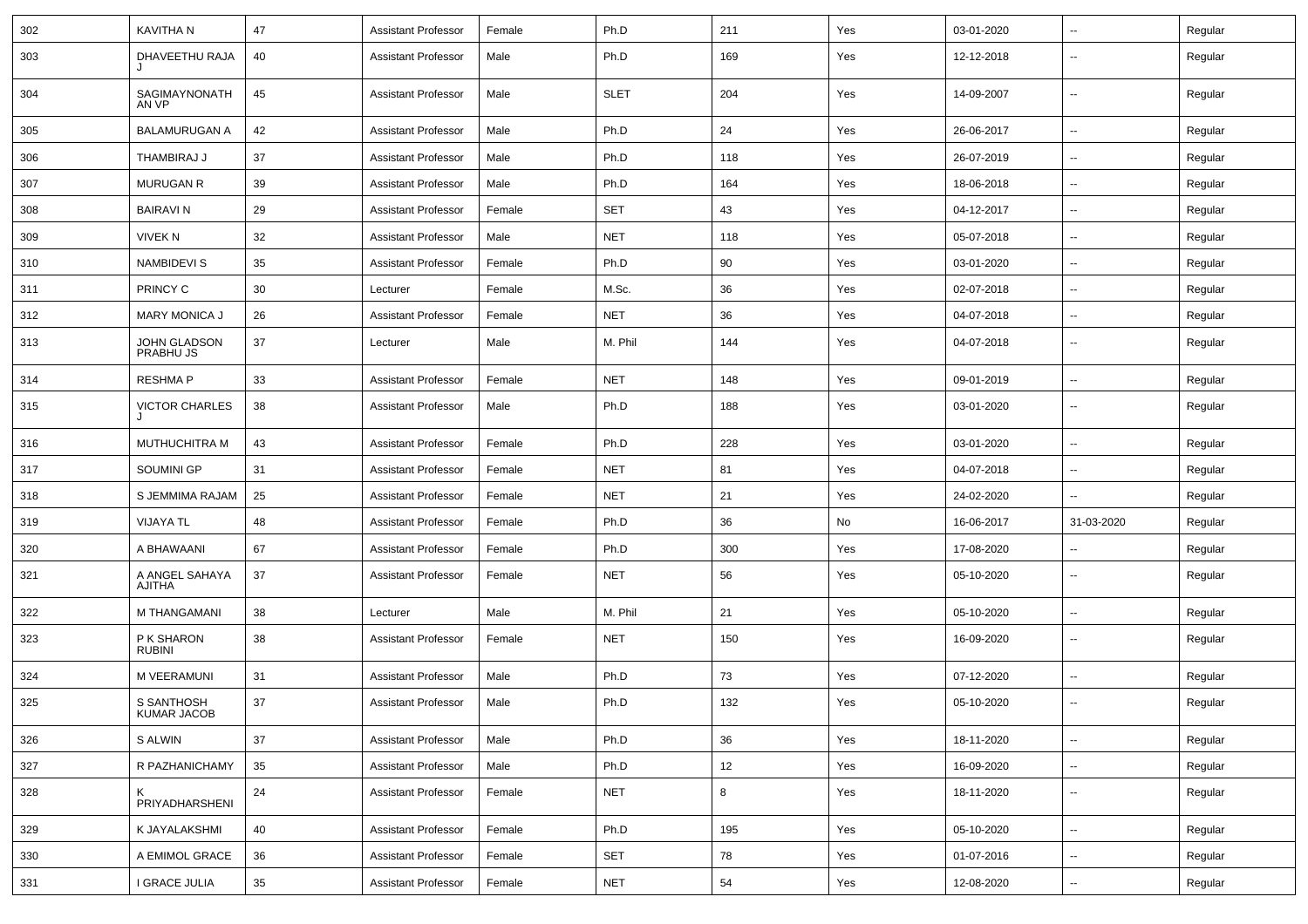| 302 | KAVITHA N | 47 | Assistant Professor | Female | Ph.D | 211 | Yes | 03-01-2020 | -- | Regular |
|---|---|---|---|---|---|---|---|---|---|---|
| 303 | DHAVEETHU RAJA J | 40 | Assistant Professor | Male | Ph.D | 169 | Yes | 12-12-2018 | -- | Regular |
| 304 | SAGIMAYNONATH AN VP | 45 | Assistant Professor | Male | SLET | 204 | Yes | 14-09-2007 | -- | Regular |
| 305 | BALAMURUGAN A | 42 | Assistant Professor | Male | Ph.D | 24 | Yes | 26-06-2017 | -- | Regular |
| 306 | THAMBIRAJ J | 37 | Assistant Professor | Male | Ph.D | 118 | Yes | 26-07-2019 | -- | Regular |
| 307 | MURUGAN R | 39 | Assistant Professor | Male | Ph.D | 164 | Yes | 18-06-2018 | -- | Regular |
| 308 | BAIRAVI N | 29 | Assistant Professor | Female | SET | 43 | Yes | 04-12-2017 | -- | Regular |
| 309 | VIVEK N | 32 | Assistant Professor | Male | NET | 118 | Yes | 05-07-2018 | -- | Regular |
| 310 | NAMBIDEVI S | 35 | Assistant Professor | Female | Ph.D | 90 | Yes | 03-01-2020 | -- | Regular |
| 311 | PRINCY C | 30 | Lecturer | Female | M.Sc. | 36 | Yes | 02-07-2018 | -- | Regular |
| 312 | MARY MONICA J | 26 | Assistant Professor | Female | NET | 36 | Yes | 04-07-2018 | -- | Regular |
| 313 | JOHN GLADSON PRABHU JS | 37 | Lecturer | Male | M. Phil | 144 | Yes | 04-07-2018 | -- | Regular |
| 314 | RESHMA P | 33 | Assistant Professor | Female | NET | 148 | Yes | 09-01-2019 | -- | Regular |
| 315 | VICTOR CHARLES J | 38 | Assistant Professor | Male | Ph.D | 188 | Yes | 03-01-2020 | -- | Regular |
| 316 | MUTHUCHITRA M | 43 | Assistant Professor | Female | Ph.D | 228 | Yes | 03-01-2020 | -- | Regular |
| 317 | SOUMINI GP | 31 | Assistant Professor | Female | NET | 81 | Yes | 04-07-2018 | -- | Regular |
| 318 | S JEMMIMA RAJAM | 25 | Assistant Professor | Female | NET | 21 | Yes | 24-02-2020 | -- | Regular |
| 319 | VIJAYA TL | 48 | Assistant Professor | Female | Ph.D | 36 | No | 16-06-2017 | 31-03-2020 | Regular |
| 320 | A BHAWAANI | 67 | Assistant Professor | Female | Ph.D | 300 | Yes | 17-08-2020 | -- | Regular |
| 321 | A ANGEL SAHAYA AJITHA | 37 | Assistant Professor | Female | NET | 56 | Yes | 05-10-2020 | -- | Regular |
| 322 | M THANGAMANI | 38 | Lecturer | Male | M. Phil | 21 | Yes | 05-10-2020 | -- | Regular |
| 323 | P K SHARON RUBINI | 38 | Assistant Professor | Female | NET | 150 | Yes | 16-09-2020 | -- | Regular |
| 324 | M VEERAMUNI | 31 | Assistant Professor | Male | Ph.D | 73 | Yes | 07-12-2020 | -- | Regular |
| 325 | S SANTHOSH KUMAR JACOB | 37 | Assistant Professor | Male | Ph.D | 132 | Yes | 05-10-2020 | -- | Regular |
| 326 | S ALWIN | 37 | Assistant Professor | Male | Ph.D | 36 | Yes | 18-11-2020 | -- | Regular |
| 327 | R PAZHANICHAMY | 35 | Assistant Professor | Male | Ph.D | 12 | Yes | 16-09-2020 | -- | Regular |
| 328 | K PRIYADHARSHENI | 24 | Assistant Professor | Female | NET | 8 | Yes | 18-11-2020 | -- | Regular |
| 329 | K JAYALAKSHMI | 40 | Assistant Professor | Female | Ph.D | 195 | Yes | 05-10-2020 | -- | Regular |
| 330 | A EMIMOL GRACE | 36 | Assistant Professor | Female | SET | 78 | Yes | 01-07-2016 | -- | Regular |
| 331 | I GRACE JULIA | 35 | Assistant Professor | Female | NET | 54 | Yes | 12-08-2020 | -- | Regular |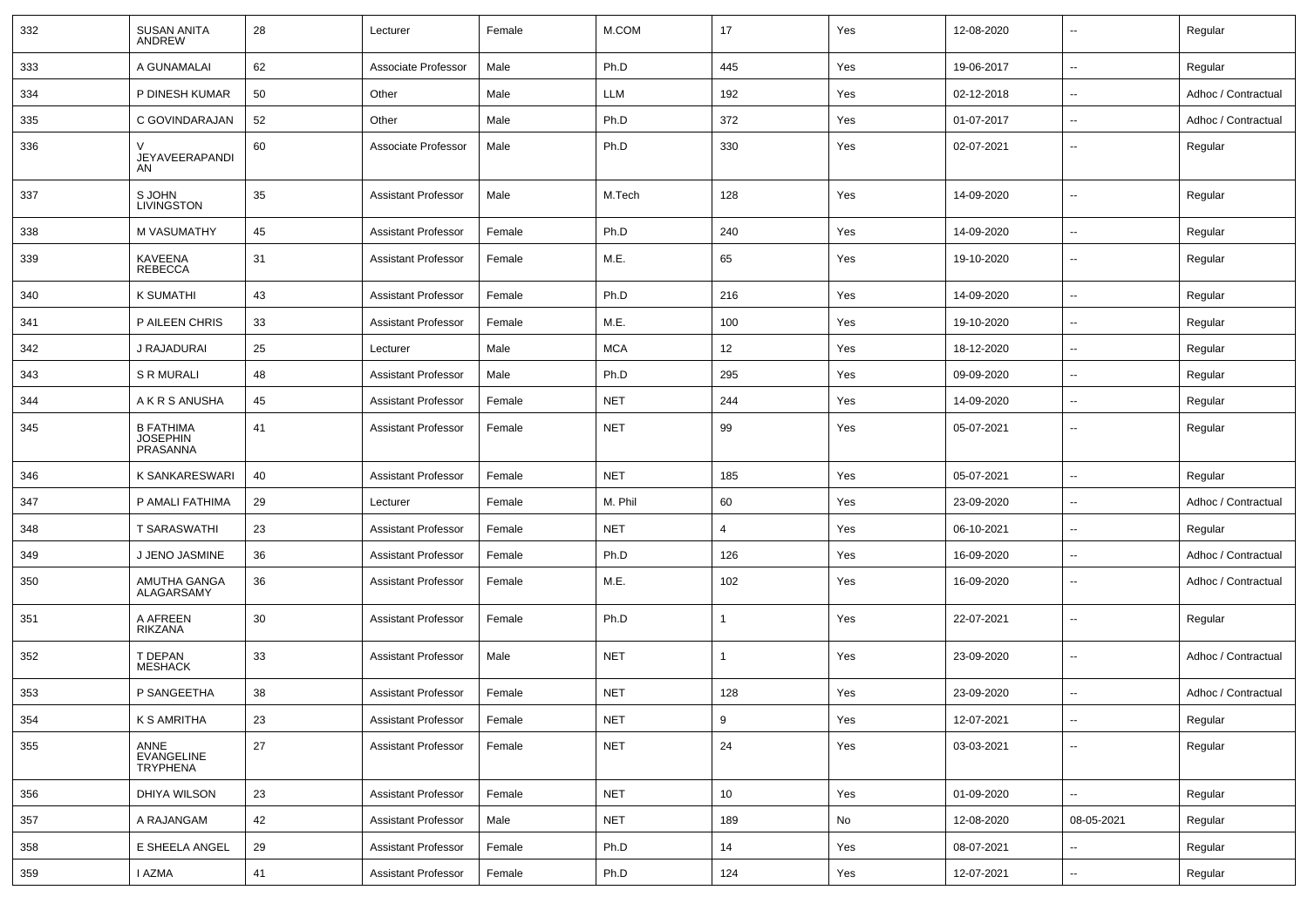| 332 | SUSAN ANITA ANDREW | 28 | Lecturer | Female | M.COM | 17 | Yes | 12-08-2020 | -- | Regular |
|---|---|---|---|---|---|---|---|---|---|---|
| 333 | A GUNAMALAI | 62 | Associate Professor | Male | Ph.D | 445 | Yes | 19-06-2017 | -- | Regular |
| 334 | P DINESH KUMAR | 50 | Other | Male | LLM | 192 | Yes | 02-12-2018 | -- | Adhoc / Contractual |
| 335 | C GOVINDARAJAN | 52 | Other | Male | Ph.D | 372 | Yes | 01-07-2017 | -- | Adhoc / Contractual |
| 336 | V JEYAVEERAPANDIAN | 60 | Associate Professor | Male | Ph.D | 330 | Yes | 02-07-2021 | -- | Regular |
| 337 | S JOHN LIVINGSTON | 35 | Assistant Professor | Male | M.Tech | 128 | Yes | 14-09-2020 | -- | Regular |
| 338 | M VASUMATHY | 45 | Assistant Professor | Female | Ph.D | 240 | Yes | 14-09-2020 | -- | Regular |
| 339 | KAVEENA REBECCA | 31 | Assistant Professor | Female | M.E. | 65 | Yes | 19-10-2020 | -- | Regular |
| 340 | K SUMATHI | 43 | Assistant Professor | Female | Ph.D | 216 | Yes | 14-09-2020 | -- | Regular |
| 341 | P AILEEN CHRIS | 33 | Assistant Professor | Female | M.E. | 100 | Yes | 19-10-2020 | -- | Regular |
| 342 | J RAJADURAI | 25 | Lecturer | Male | MCA | 12 | Yes | 18-12-2020 | -- | Regular |
| 343 | S R MURALI | 48 | Assistant Professor | Male | Ph.D | 295 | Yes | 09-09-2020 | -- | Regular |
| 344 | A K R S ANUSHA | 45 | Assistant Professor | Female | NET | 244 | Yes | 14-09-2020 | -- | Regular |
| 345 | B FATHIMA JOSEPHIN PRASANNA | 41 | Assistant Professor | Female | NET | 99 | Yes | 05-07-2021 | -- | Regular |
| 346 | K SANKARESWARI | 40 | Assistant Professor | Female | NET | 185 | Yes | 05-07-2021 | -- | Regular |
| 347 | P AMALI FATHIMA | 29 | Lecturer | Female | M. Phil | 60 | Yes | 23-09-2020 | -- | Adhoc / Contractual |
| 348 | T SARASWATHI | 23 | Assistant Professor | Female | NET | 4 | Yes | 06-10-2021 | -- | Regular |
| 349 | J JENO JASMINE | 36 | Assistant Professor | Female | Ph.D | 126 | Yes | 16-09-2020 | -- | Adhoc / Contractual |
| 350 | AMUTHA GANGA ALAGARSAMY | 36 | Assistant Professor | Female | M.E. | 102 | Yes | 16-09-2020 | -- | Adhoc / Contractual |
| 351 | A AFREEN RIKZANA | 30 | Assistant Professor | Female | Ph.D | 1 | Yes | 22-07-2021 | -- | Regular |
| 352 | T DEPAN MESHACK | 33 | Assistant Professor | Male | NET | 1 | Yes | 23-09-2020 | -- | Adhoc / Contractual |
| 353 | P SANGEETHA | 38 | Assistant Professor | Female | NET | 128 | Yes | 23-09-2020 | -- | Adhoc / Contractual |
| 354 | K S AMRITHA | 23 | Assistant Professor | Female | NET | 9 | Yes | 12-07-2021 | -- | Regular |
| 355 | ANNE EVANGELINE TRYPHENA | 27 | Assistant Professor | Female | NET | 24 | Yes | 03-03-2021 | -- | Regular |
| 356 | DHIYA WILSON | 23 | Assistant Professor | Female | NET | 10 | Yes | 01-09-2020 | -- | Regular |
| 357 | A RAJANGAM | 42 | Assistant Professor | Male | NET | 189 | No | 12-08-2020 | 08-05-2021 | Regular |
| 358 | E SHEELA ANGEL | 29 | Assistant Professor | Female | Ph.D | 14 | Yes | 08-07-2021 | -- | Regular |
| 359 | I AZMA | 41 | Assistant Professor | Female | Ph.D | 124 | Yes | 12-07-2021 | -- | Regular |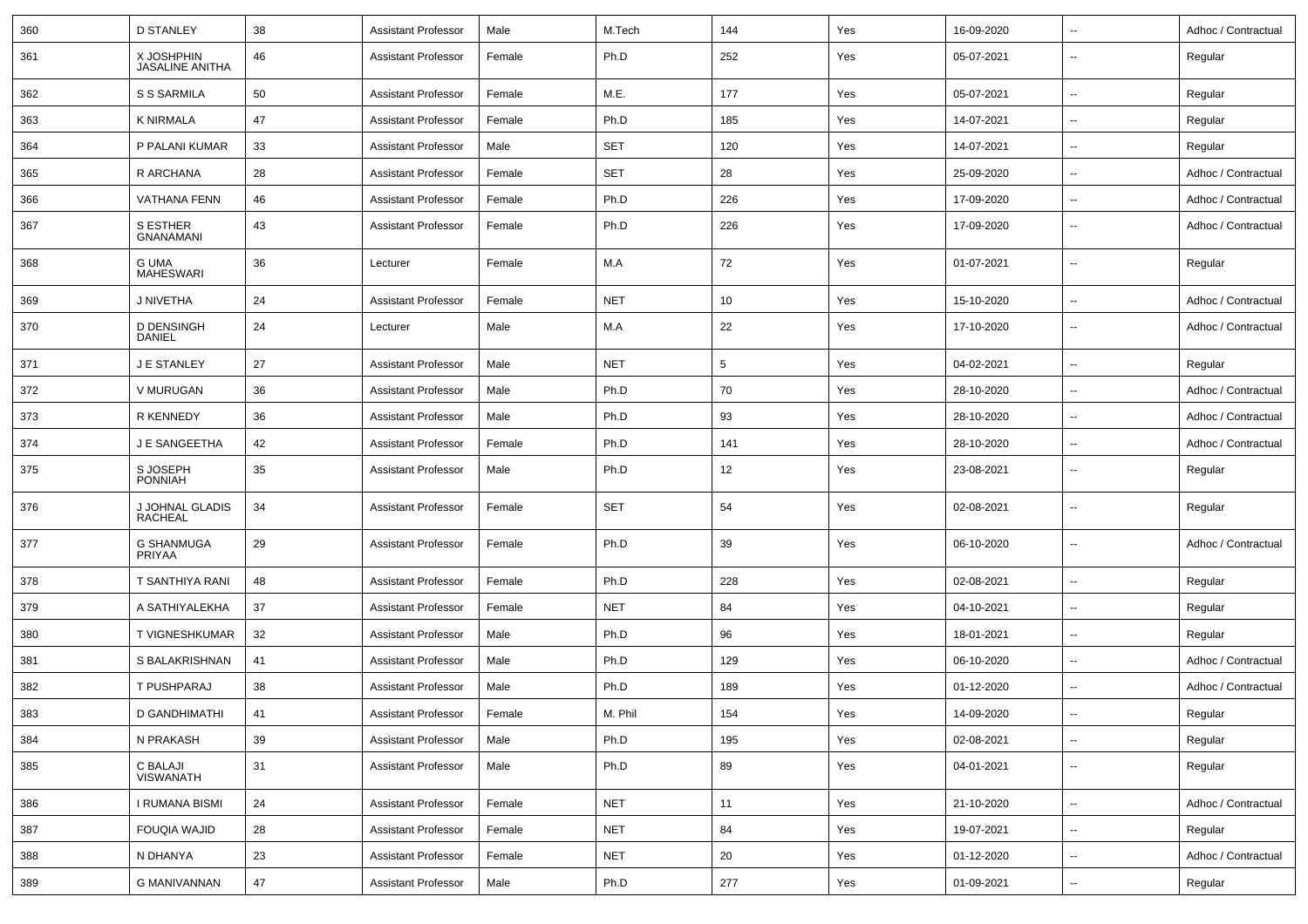| 360 | D STANLEY | 38 | Assistant Professor | Male | M.Tech | 144 | Yes | 16-09-2020 | -- | Adhoc / Contractual |
|---|---|---|---|---|---|---|---|---|---|---|
| 361 | X JOSHPHIN JASALINE ANITHA | 46 | Assistant Professor | Female | Ph.D | 252 | Yes | 05-07-2021 | -- | Regular |
| 362 | S S SARMILA | 50 | Assistant Professor | Female | M.E. | 177 | Yes | 05-07-2021 | -- | Regular |
| 363 | K NIRMALA | 47 | Assistant Professor | Female | Ph.D | 185 | Yes | 14-07-2021 | -- | Regular |
| 364 | P PALANI KUMAR | 33 | Assistant Professor | Male | SET | 120 | Yes | 14-07-2021 | -- | Regular |
| 365 | R ARCHANA | 28 | Assistant Professor | Female | SET | 28 | Yes | 25-09-2020 | -- | Adhoc / Contractual |
| 366 | VATHANA FENN | 46 | Assistant Professor | Female | Ph.D | 226 | Yes | 17-09-2020 | -- | Adhoc / Contractual |
| 367 | S ESTHER GNANAMANI | 43 | Assistant Professor | Female | Ph.D | 226 | Yes | 17-09-2020 | -- | Adhoc / Contractual |
| 368 | G UMA MAHESWARI | 36 | Lecturer | Female | M.A | 72 | Yes | 01-07-2021 | -- | Regular |
| 369 | J NIVETHA | 24 | Assistant Professor | Female | NET | 10 | Yes | 15-10-2020 | -- | Adhoc / Contractual |
| 370 | D DENSINGH DANIEL | 24 | Lecturer | Male | M.A | 22 | Yes | 17-10-2020 | -- | Adhoc / Contractual |
| 371 | J E STANLEY | 27 | Assistant Professor | Male | NET | 5 | Yes | 04-02-2021 | -- | Regular |
| 372 | V MURUGAN | 36 | Assistant Professor | Male | Ph.D | 70 | Yes | 28-10-2020 | -- | Adhoc / Contractual |
| 373 | R KENNEDY | 36 | Assistant Professor | Male | Ph.D | 93 | Yes | 28-10-2020 | -- | Adhoc / Contractual |
| 374 | J E SANGEETHA | 42 | Assistant Professor | Female | Ph.D | 141 | Yes | 28-10-2020 | -- | Adhoc / Contractual |
| 375 | S JOSEPH PONNIAH | 35 | Assistant Professor | Male | Ph.D | 12 | Yes | 23-08-2021 | -- | Regular |
| 376 | J JOHNAL GLADIS RACHEAL | 34 | Assistant Professor | Female | SET | 54 | Yes | 02-08-2021 | -- | Regular |
| 377 | G SHANMUGA PRIYAA | 29 | Assistant Professor | Female | Ph.D | 39 | Yes | 06-10-2020 | -- | Adhoc / Contractual |
| 378 | T SANTHIYA RANI | 48 | Assistant Professor | Female | Ph.D | 228 | Yes | 02-08-2021 | -- | Regular |
| 379 | A SATHIYALEKHA | 37 | Assistant Professor | Female | NET | 84 | Yes | 04-10-2021 | -- | Regular |
| 380 | T VIGNESHKUMAR | 32 | Assistant Professor | Male | Ph.D | 96 | Yes | 18-01-2021 | -- | Regular |
| 381 | S BALAKRISHNAN | 41 | Assistant Professor | Male | Ph.D | 129 | Yes | 06-10-2020 | -- | Adhoc / Contractual |
| 382 | T PUSHPARAJ | 38 | Assistant Professor | Male | Ph.D | 189 | Yes | 01-12-2020 | -- | Adhoc / Contractual |
| 383 | D GANDHIMATHI | 41 | Assistant Professor | Female | M. Phil | 154 | Yes | 14-09-2020 | -- | Regular |
| 384 | N PRAKASH | 39 | Assistant Professor | Male | Ph.D | 195 | Yes | 02-08-2021 | -- | Regular |
| 385 | C BALAJI VISWANATH | 31 | Assistant Professor | Male | Ph.D | 89 | Yes | 04-01-2021 | -- | Regular |
| 386 | I RUMANA BISMI | 24 | Assistant Professor | Female | NET | 11 | Yes | 21-10-2020 | -- | Adhoc / Contractual |
| 387 | FOUQIA WAJID | 28 | Assistant Professor | Female | NET | 84 | Yes | 19-07-2021 | -- | Regular |
| 388 | N DHANYA | 23 | Assistant Professor | Female | NET | 20 | Yes | 01-12-2020 | -- | Adhoc / Contractual |
| 389 | G MANIVANNAN | 47 | Assistant Professor | Male | Ph.D | 277 | Yes | 01-09-2021 | -- | Regular |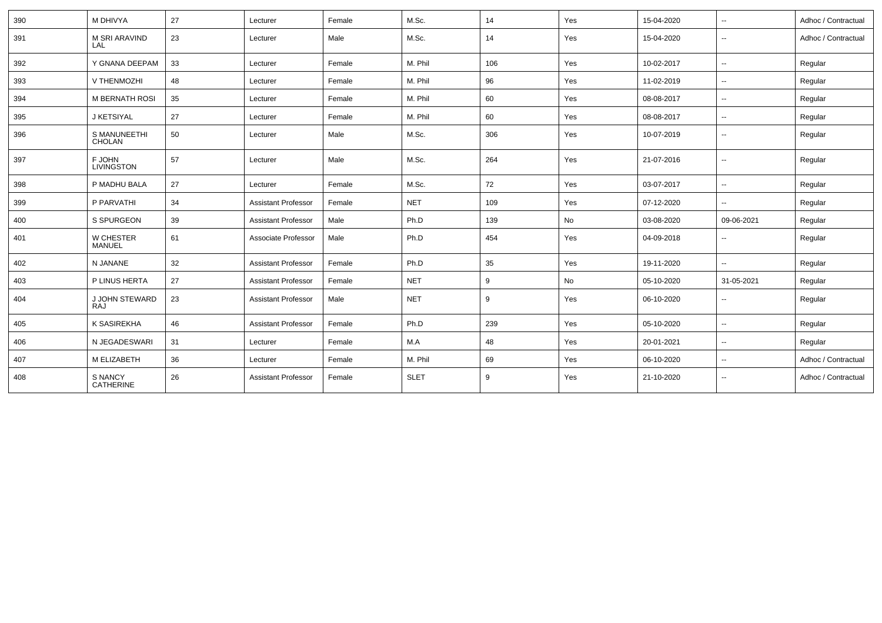| | | | | | | | | | | |
|---|---|---|---|---|---|---|---|---|---|---|
| 390 | M DHIVYA | 27 | Lecturer | Female | M.Sc. | 14 | Yes | 15-04-2020 | -- | Adhoc / Contractual |
| 391 | M SRI ARAVIND LAL | 23 | Lecturer | Male | M.Sc. | 14 | Yes | 15-04-2020 | -- | Adhoc / Contractual |
| 392 | Y GNANA DEEPAM | 33 | Lecturer | Female | M. Phil | 106 | Yes | 10-02-2017 | -- | Regular |
| 393 | V THENMOZHI | 48 | Lecturer | Female | M. Phil | 96 | Yes | 11-02-2019 | -- | Regular |
| 394 | M BERNATH ROSI | 35 | Lecturer | Female | M. Phil | 60 | Yes | 08-08-2017 | -- | Regular |
| 395 | J KETSIYAL | 27 | Lecturer | Female | M. Phil | 60 | Yes | 08-08-2017 | -- | Regular |
| 396 | S MANUNEETHI CHOLAN | 50 | Lecturer | Male | M.Sc. | 306 | Yes | 10-07-2019 | -- | Regular |
| 397 | F JOHN LIVINGSTON | 57 | Lecturer | Male | M.Sc. | 264 | Yes | 21-07-2016 | -- | Regular |
| 398 | P MADHU BALA | 27 | Lecturer | Female | M.Sc. | 72 | Yes | 03-07-2017 | -- | Regular |
| 399 | P PARVATHI | 34 | Assistant Professor | Female | NET | 109 | Yes | 07-12-2020 | -- | Regular |
| 400 | S SPURGEON | 39 | Assistant Professor | Male | Ph.D | 139 | No | 03-08-2020 | 09-06-2021 | Regular |
| 401 | W CHESTER MANUEL | 61 | Associate Professor | Male | Ph.D | 454 | Yes | 04-09-2018 | -- | Regular |
| 402 | N JANANE | 32 | Assistant Professor | Female | Ph.D | 35 | Yes | 19-11-2020 | -- | Regular |
| 403 | P LINUS HERTA | 27 | Assistant Professor | Female | NET | 9 | No | 05-10-2020 | 31-05-2021 | Regular |
| 404 | J JOHN STEWARD RAJ | 23 | Assistant Professor | Male | NET | 9 | Yes | 06-10-2020 | -- | Regular |
| 405 | K SASIREKHA | 46 | Assistant Professor | Female | Ph.D | 239 | Yes | 05-10-2020 | -- | Regular |
| 406 | N JEGADESWARI | 31 | Lecturer | Female | M.A | 48 | Yes | 20-01-2021 | -- | Regular |
| 407 | M ELIZABETH | 36 | Lecturer | Female | M. Phil | 69 | Yes | 06-10-2020 | -- | Adhoc / Contractual |
| 408 | S NANCY CATHERINE | 26 | Assistant Professor | Female | SLET | 9 | Yes | 21-10-2020 | -- | Adhoc / Contractual |